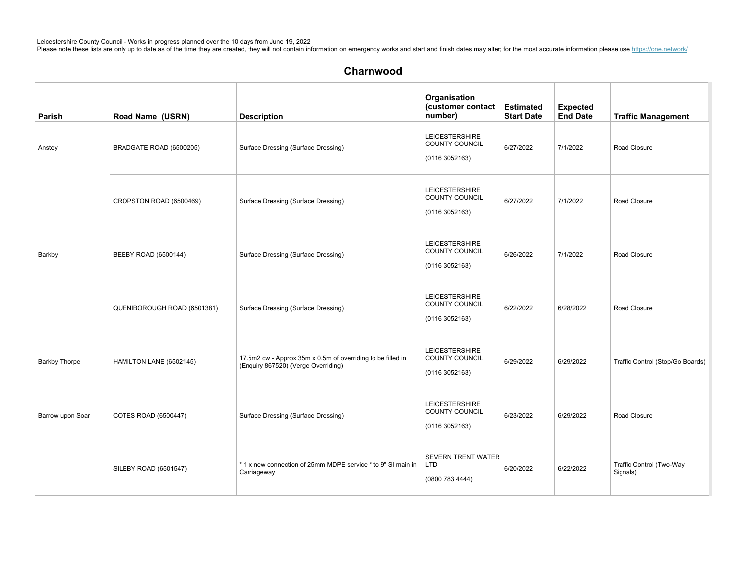Leicestershire County Council - Works in progress planned over the 10 days from June 19, 2022
Please note these lists are only up to date as of the time they are created, they will not contain information on emergency works and start and finish dates may alter; for the most accurate information please use https://one.network/

## Charnwood

| Parish | Road Name (USRN) | Description | Organisation (customer contact number) | Estimated Start Date | Expected End Date | Traffic Management |
|---|---|---|---|---|---|---|
| Anstey | BRADGATE ROAD (6500205) | Surface Dressing (Surface Dressing) | LEICESTERSHIRE COUNTY COUNCIL (0116 3052163) | 6/27/2022 | 7/1/2022 | Road Closure |
| | CROPSTON ROAD (6500469) | Surface Dressing (Surface Dressing) | LEICESTERSHIRE COUNTY COUNCIL (0116 3052163) | 6/27/2022 | 7/1/2022 | Road Closure |
| Barkby | BEEBY ROAD (6500144) | Surface Dressing (Surface Dressing) | LEICESTERSHIRE COUNTY COUNCIL (0116 3052163) | 6/26/2022 | 7/1/2022 | Road Closure |
| | QUENIBOROUGH ROAD (6501381) | Surface Dressing (Surface Dressing) | LEICESTERSHIRE COUNTY COUNCIL (0116 3052163) | 6/22/2022 | 6/28/2022 | Road Closure |
| Barkby Thorpe | HAMILTON LANE (6502145) | 17.5m2 cw - Approx 35m x 0.5m of overriding to be filled in (Enquiry 867520) (Verge Overriding) | LEICESTERSHIRE COUNTY COUNCIL (0116 3052163) | 6/29/2022 | 6/29/2022 | Traffic Control (Stop/Go Boards) |
| Barrow upon Soar | COTES ROAD (6500447) | Surface Dressing (Surface Dressing) | LEICESTERSHIRE COUNTY COUNCIL (0116 3052163) | 6/23/2022 | 6/29/2022 | Road Closure |
| | SILEBY ROAD (6501547) | * 1 x new connection of 25mm MDPE service * to 9" SI main in Carriageway | SEVERN TRENT WATER LTD (0800 783 4444) | 6/20/2022 | 6/22/2022 | Traffic Control (Two-Way Signals) |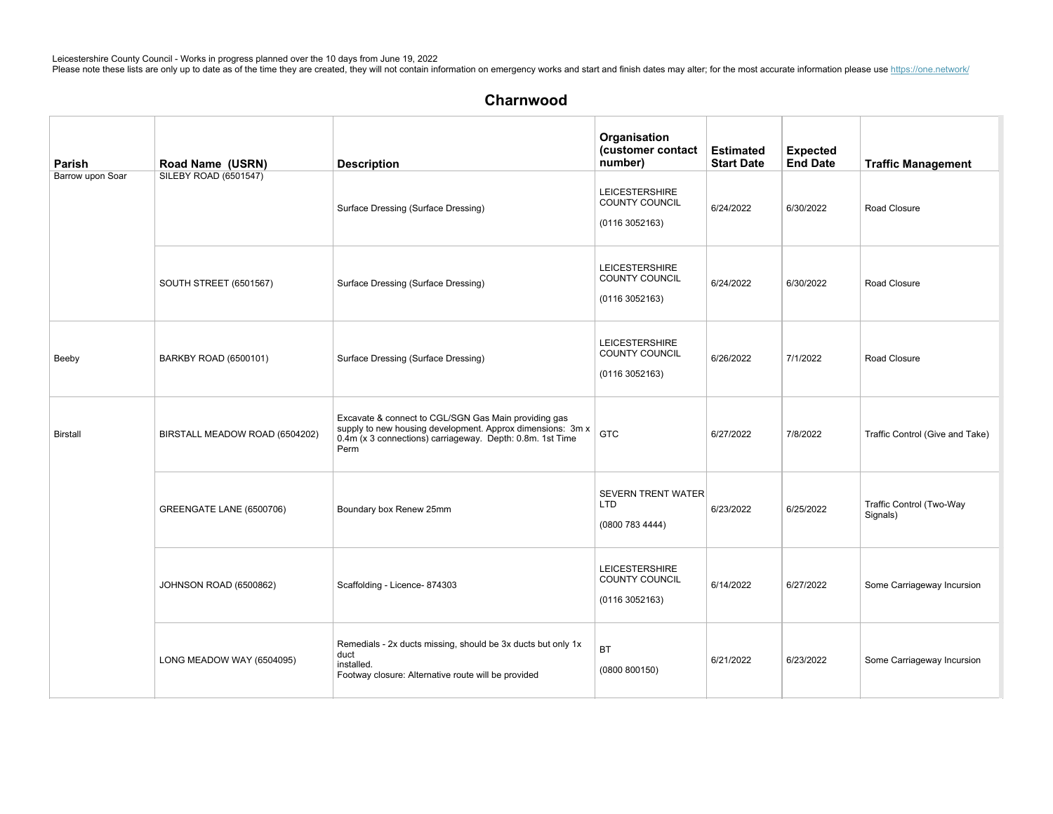Leicestershire County Council - Works in progress planned over the 10 days from June 19, 2022
Please note these lists are only up to date as of the time they are created, they will not contain information on emergency works and start and finish dates may alter; for the most accurate information please use https://one.network/

## Charnwood

| Parish | Road Name (USRN) | Description | Organisation (customer contact number) | Estimated Start Date | Expected End Date | Traffic Management |
|---|---|---|---|---|---|---|
| Barrow upon Soar | SILEBY ROAD (6501547) | Surface Dressing (Surface Dressing) | LEICESTERSHIRE COUNTY COUNCIL (0116 3052163) | 6/24/2022 | 6/30/2022 | Road Closure |
| | SOUTH STREET (6501567) | Surface Dressing (Surface Dressing) | LEICESTERSHIRE COUNTY COUNCIL (0116 3052163) | 6/24/2022 | 6/30/2022 | Road Closure |
| Beeby | BARKBY ROAD (6500101) | Surface Dressing (Surface Dressing) | LEICESTERSHIRE COUNTY COUNCIL (0116 3052163) | 6/26/2022 | 7/1/2022 | Road Closure |
| Birstall | BIRSTALL MEADOW ROAD (6504202) | Excavate & connect to CGL/SGN Gas Main providing gas supply to new housing development. Approx dimensions: 3m x 0.4m (x 3 connections) carriageway. Depth: 0.8m. 1st Time Perm | GTC | 6/27/2022 | 7/8/2022 | Traffic Control (Give and Take) |
| | GREENGATE LANE (6500706) | Boundary box Renew 25mm | SEVERN TRENT WATER LTD (0800 783 4444) | 6/23/2022 | 6/25/2022 | Traffic Control (Two-Way Signals) |
| | JOHNSON ROAD (6500862) | Scaffolding - Licence- 874303 | LEICESTERSHIRE COUNTY COUNCIL (0116 3052163) | 6/14/2022 | 6/27/2022 | Some Carriageway Incursion |
| | LONG MEADOW WAY (6504095) | Remedials - 2x ducts missing, should be 3x ducts but only 1x duct installed. Footway closure: Alternative route will be provided | BT (0800 800150) | 6/21/2022 | 6/23/2022 | Some Carriageway Incursion |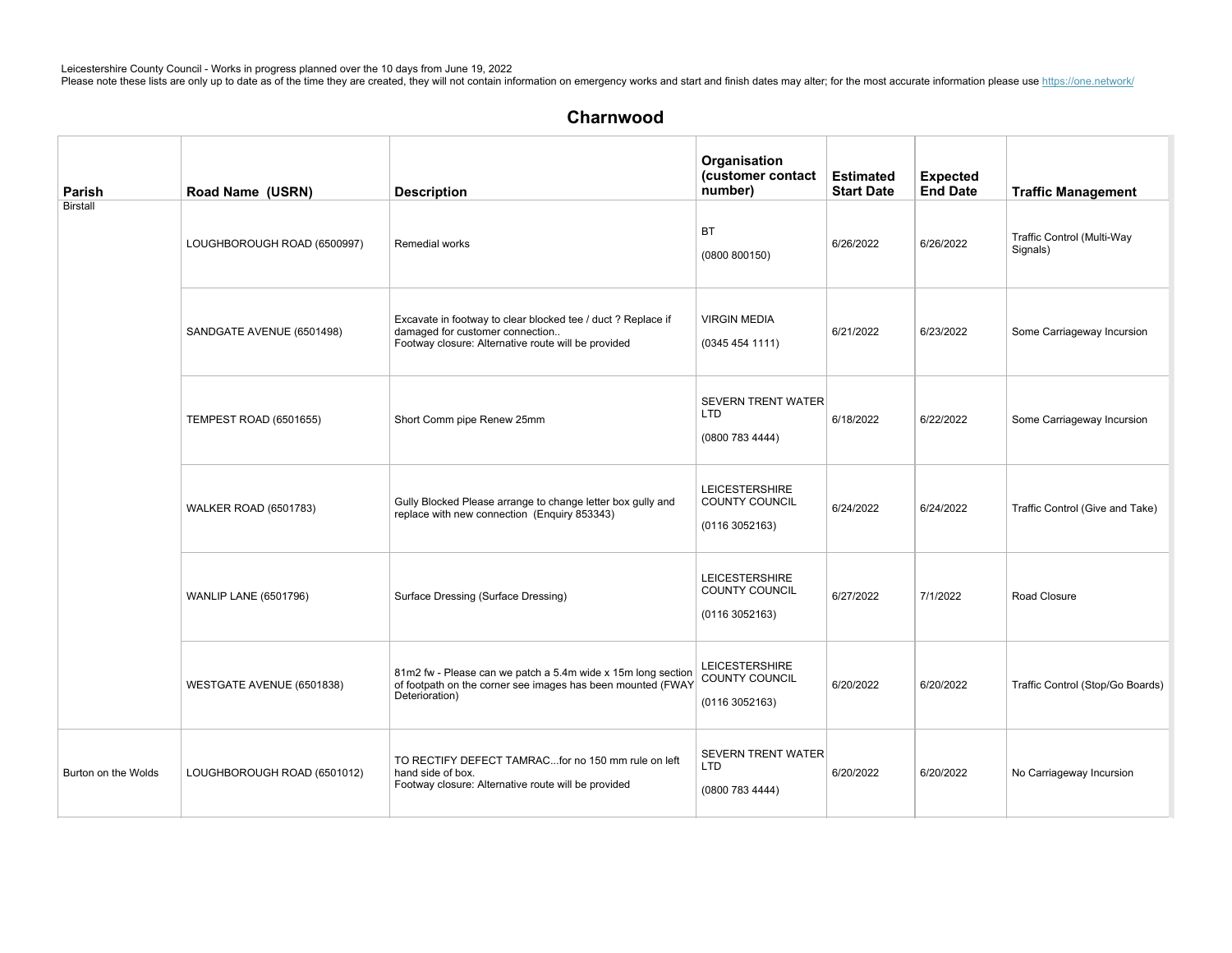Leicestershire County Council - Works in progress planned over the 10 days from June 19, 2022
Please note these lists are only up to date as of the time they are created, they will not contain information on emergency works and start and finish dates may alter; for the most accurate information please use https://one.network/

## Charnwood

| Parish | Road Name (USRN) | Description | Organisation (customer contact number) | Estimated Start Date | Expected End Date | Traffic Management |
|---|---|---|---|---|---|---|
| Birstall | LOUGHBOROUGH ROAD (6500997) | Remedial works | BT (0800 800150) | 6/26/2022 | 6/26/2022 | Traffic Control (Multi-Way Signals) |
| | SANDGATE AVENUE (6501498) | Excavate in footway to clear blocked tee / duct ? Replace if damaged for customer connection.. Footway closure: Alternative route will be provided | VIRGIN MEDIA (0345 454 1111) | 6/21/2022 | 6/23/2022 | Some Carriageway Incursion |
| | TEMPEST ROAD (6501655) | Short Comm pipe Renew 25mm | SEVERN TRENT WATER LTD (0800 783 4444) | 6/18/2022 | 6/22/2022 | Some Carriageway Incursion |
| | WALKER ROAD (6501783) | Gully Blocked Please arrange to change letter box gully and replace with new connection (Enquiry 853343) | LEICESTERSHIRE COUNTY COUNCIL (0116 3052163) | 6/24/2022 | 6/24/2022 | Traffic Control (Give and Take) |
| | WANLIP LANE (6501796) | Surface Dressing (Surface Dressing) | LEICESTERSHIRE COUNTY COUNCIL (0116 3052163) | 6/27/2022 | 7/1/2022 | Road Closure |
| | WESTGATE AVENUE (6501838) | 81m2 fw - Please can we patch a 5.4m wide x 15m long section of footpath on the corner see images has been mounted (FWAY Deterioration) | LEICESTERSHIRE COUNTY COUNCIL (0116 3052163) | 6/20/2022 | 6/20/2022 | Traffic Control (Stop/Go Boards) |
| Burton on the Wolds | LOUGHBOROUGH ROAD (6501012) | TO RECTIFY DEFECT TAMRAC...for no 150 mm rule on left hand side of box. Footway closure: Alternative route will be provided | SEVERN TRENT WATER LTD (0800 783 4444) | 6/20/2022 | 6/20/2022 | No Carriageway Incursion |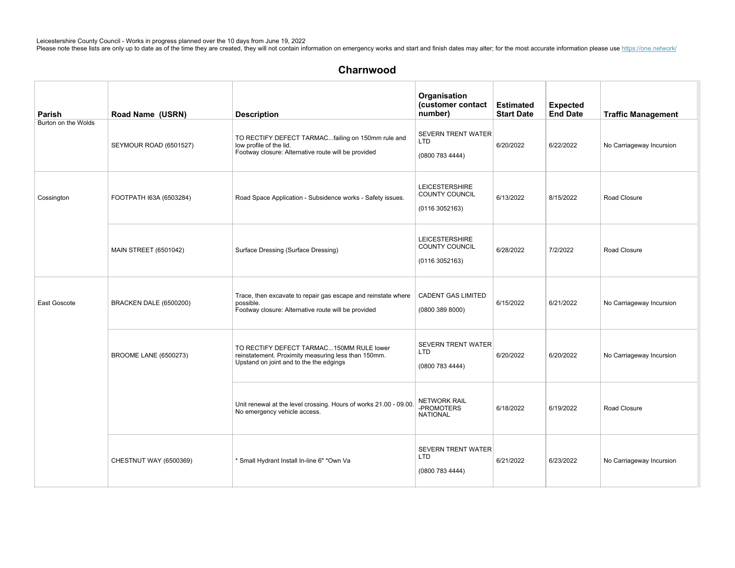Leicestershire County Council - Works in progress planned over the 10 days from June 19, 2022
Please note these lists are only up to date as of the time they are created, they will not contain information on emergency works and start and finish dates may alter; for the most accurate information please use https://one.network/

## Charnwood

| Parish | Road Name (USRN) | Description | Organisation (customer contact number) | Estimated Start Date | Expected End Date | Traffic Management |
|---|---|---|---|---|---|---|
| Burton on the Wolds | SEYMOUR ROAD (6501527) | TO RECTIFY DEFECT TARMAC...failing on 150mm rule and low profile of the lid.<br>Footway closure: Alternative route will be provided | SEVERN TRENT WATER LTD<br>(0800 783 4444) | 6/20/2022 | 6/22/2022 | No Carriageway Incursion |
| Cossington | FOOTPATH I63A (6503284) | Road Space Application - Subsidence works - Safety issues. | LEICESTERSHIRE COUNTY COUNCIL<br>(0116 3052163) | 6/13/2022 | 8/15/2022 | Road Closure |
| | MAIN STREET (6501042) | Surface Dressing (Surface Dressing) | LEICESTERSHIRE COUNTY COUNCIL<br>(0116 3052163) | 6/28/2022 | 7/2/2022 | Road Closure |
| East Goscote | BRACKEN DALE (6500200) | Trace, then excavate to repair gas escape and reinstate where possible.<br>Footway closure: Alternative route will be provided | CADENT GAS LIMITED<br>(0800 389 8000) | 6/15/2022 | 6/21/2022 | No Carriageway Incursion |
| | BROOME LANE (6500273) | TO RECTIFY DEFECT TARMAC...150MM RULE lower reinstatement. Proximity measuring less than 150mm. Upstand on joint and to the the edgings | SEVERN TRENT WATER LTD<br>(0800 783 4444) | 6/20/2022 | 6/20/2022 | No Carriageway Incursion |
| | | Unit renewal at the level crossing. Hours of works 21.00 - 09.00. No emergency vehicle access. | NETWORK RAIL -PROMOTERS NATIONAL | 6/18/2022 | 6/19/2022 | Road Closure |
| | CHESTNUT WAY (6500369) | * Small Hydrant Install In-line 6" *Own Va | SEVERN TRENT WATER LTD<br>(0800 783 4444) | 6/21/2022 | 6/23/2022 | No Carriageway Incursion |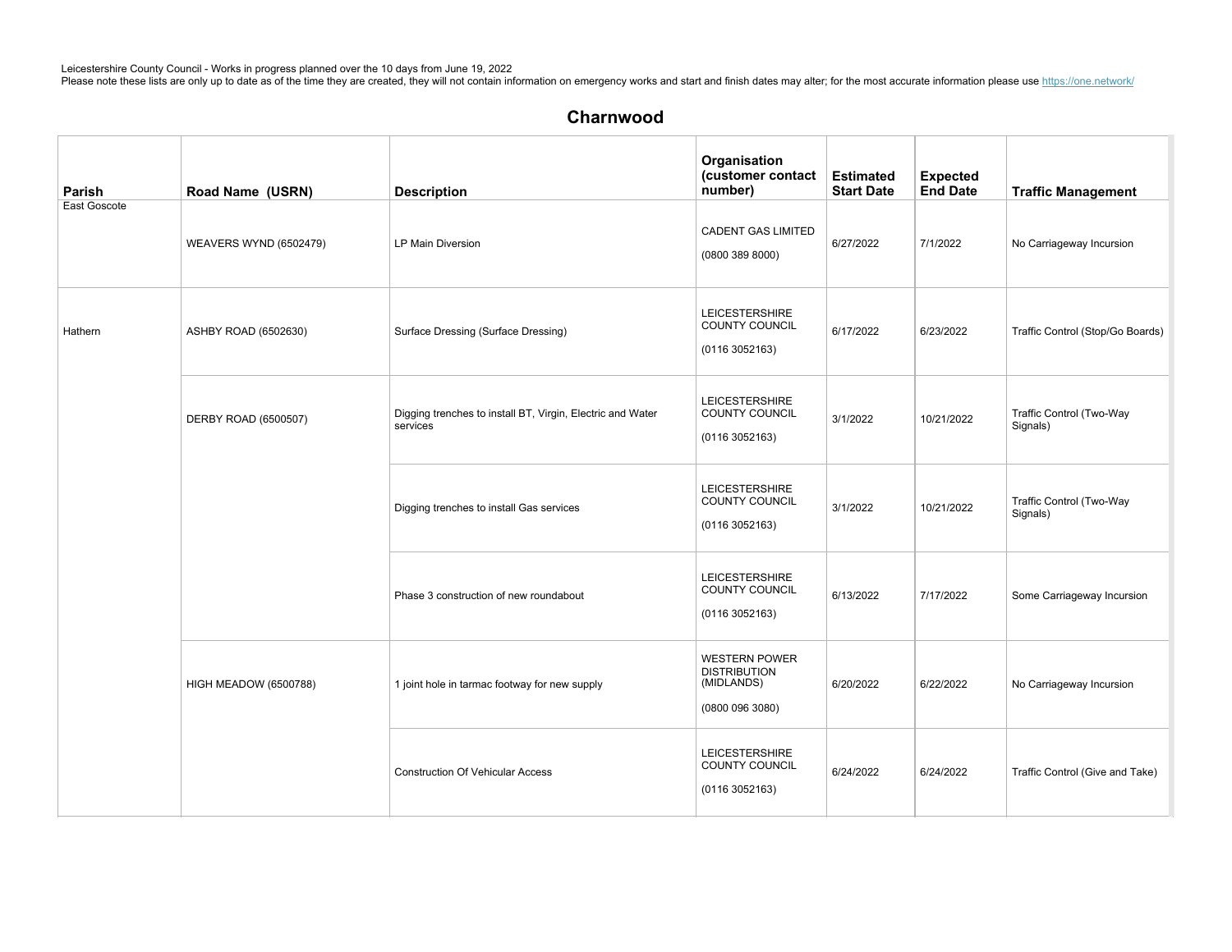Leicestershire County Council - Works in progress planned over the 10 days from June 19, 2022

Please note these lists are only up to date as of the time they are created, they will not contain information on emergency works and start and finish dates may alter; for the most accurate information please use https://one.network/

## Charnwood

| Parish | Road Name (USRN) | Description | Organisation (customer contact number) | Estimated Start Date | Expected End Date | Traffic Management |
|---|---|---|---|---|---|---|
| East Goscote | WEAVERS WYND (6502479) | LP Main Diversion | CADENT GAS LIMITED (0800 389 8000) | 6/27/2022 | 7/1/2022 | No Carriageway Incursion |
| Hathern | ASHBY ROAD (6502630) | Surface Dressing (Surface Dressing) | LEICESTERSHIRE COUNTY COUNCIL (0116 3052163) | 6/17/2022 | 6/23/2022 | Traffic Control (Stop/Go Boards) |
| | DERBY ROAD (6500507) | Digging trenches to install BT, Virgin, Electric and Water services | LEICESTERSHIRE COUNTY COUNCIL (0116 3052163) | 3/1/2022 | 10/21/2022 | Traffic Control (Two-Way Signals) |
| | | Digging trenches to install Gas services | LEICESTERSHIRE COUNTY COUNCIL (0116 3052163) | 3/1/2022 | 10/21/2022 | Traffic Control (Two-Way Signals) |
| | | Phase 3 construction of new roundabout | LEICESTERSHIRE COUNTY COUNCIL (0116 3052163) | 6/13/2022 | 7/17/2022 | Some Carriageway Incursion |
| | HIGH MEADOW (6500788) | 1 joint hole in tarmac footway for new supply | WESTERN POWER DISTRIBUTION (MIDLANDS) (0800 096 3080) | 6/20/2022 | 6/22/2022 | No Carriageway Incursion |
| | | Construction Of Vehicular Access | LEICESTERSHIRE COUNTY COUNCIL (0116 3052163) | 6/24/2022 | 6/24/2022 | Traffic Control (Give and Take) |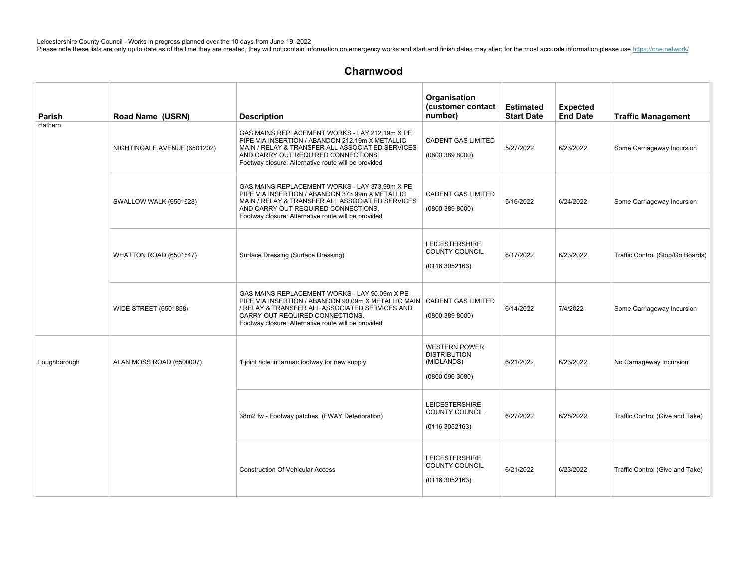Leicestershire County Council - Works in progress planned over the 10 days from June 19, 2022
Please note these lists are only up to date as of the time they are created, they will not contain information on emergency works and start and finish dates may alter; for the most accurate information please use https://one.network/

## Charnwood

| Parish | Road Name (USRN) | Description | Organisation (customer contact number) | Estimated Start Date | Expected End Date | Traffic Management |
|---|---|---|---|---|---|---|
| Hathern | NIGHTINGALE AVENUE (6501202) | GAS MAINS REPLACEMENT WORKS - LAY 212.19m X PE PIPE VIA INSERTION / ABANDON 212.19m X METALLIC MAIN / RELAY & TRANSFER ALL ASSOCIAT ED SERVICES AND CARRY OUT REQUIRED CONNECTIONS. Footway closure: Alternative route will be provided | CADENT GAS LIMITED (0800 389 8000) | 5/27/2022 | 6/23/2022 | Some Carriageway Incursion |
| | SWALLOW WALK (6501628) | GAS MAINS REPLACEMENT WORKS - LAY 373.99m X PE PIPE VIA INSERTION / ABANDON 373.99m X METALLIC MAIN / RELAY & TRANSFER ALL ASSOCIAT ED SERVICES AND CARRY OUT REQUIRED CONNECTIONS. Footway closure: Alternative route will be provided | CADENT GAS LIMITED (0800 389 8000) | 5/16/2022 | 6/24/2022 | Some Carriageway Incursion |
| | WHATTON ROAD (6501847) | Surface Dressing (Surface Dressing) | LEICESTERSHIRE COUNTY COUNCIL (0116 3052163) | 6/17/2022 | 6/23/2022 | Traffic Control (Stop/Go Boards) |
| | WIDE STREET (6501858) | GAS MAINS REPLACEMENT WORKS - LAY 90.09m X PE PIPE VIA INSERTION / ABANDON 90.09m X METALLIC MAIN / RELAY & TRANSFER ALL ASSOCIATED SERVICES AND CARRY OUT REQUIRED CONNECTIONS. Footway closure: Alternative route will be provided | CADENT GAS LIMITED (0800 389 8000) | 6/14/2022 | 7/4/2022 | Some Carriageway Incursion |
| Loughborough | ALAN MOSS ROAD (6500007) | 1 joint hole in tarmac footway for new supply | WESTERN POWER DISTRIBUTION (MIDLANDS) (0800 096 3080) | 6/21/2022 | 6/23/2022 | No Carriageway Incursion |
| | | 38m2 fw - Footway patches (FWAY Deterioration) | LEICESTERSHIRE COUNTY COUNCIL (0116 3052163) | 6/27/2022 | 6/28/2022 | Traffic Control (Give and Take) |
| | | Construction Of Vehicular Access | LEICESTERSHIRE COUNTY COUNCIL (0116 3052163) | 6/21/2022 | 6/23/2022 | Traffic Control (Give and Take) |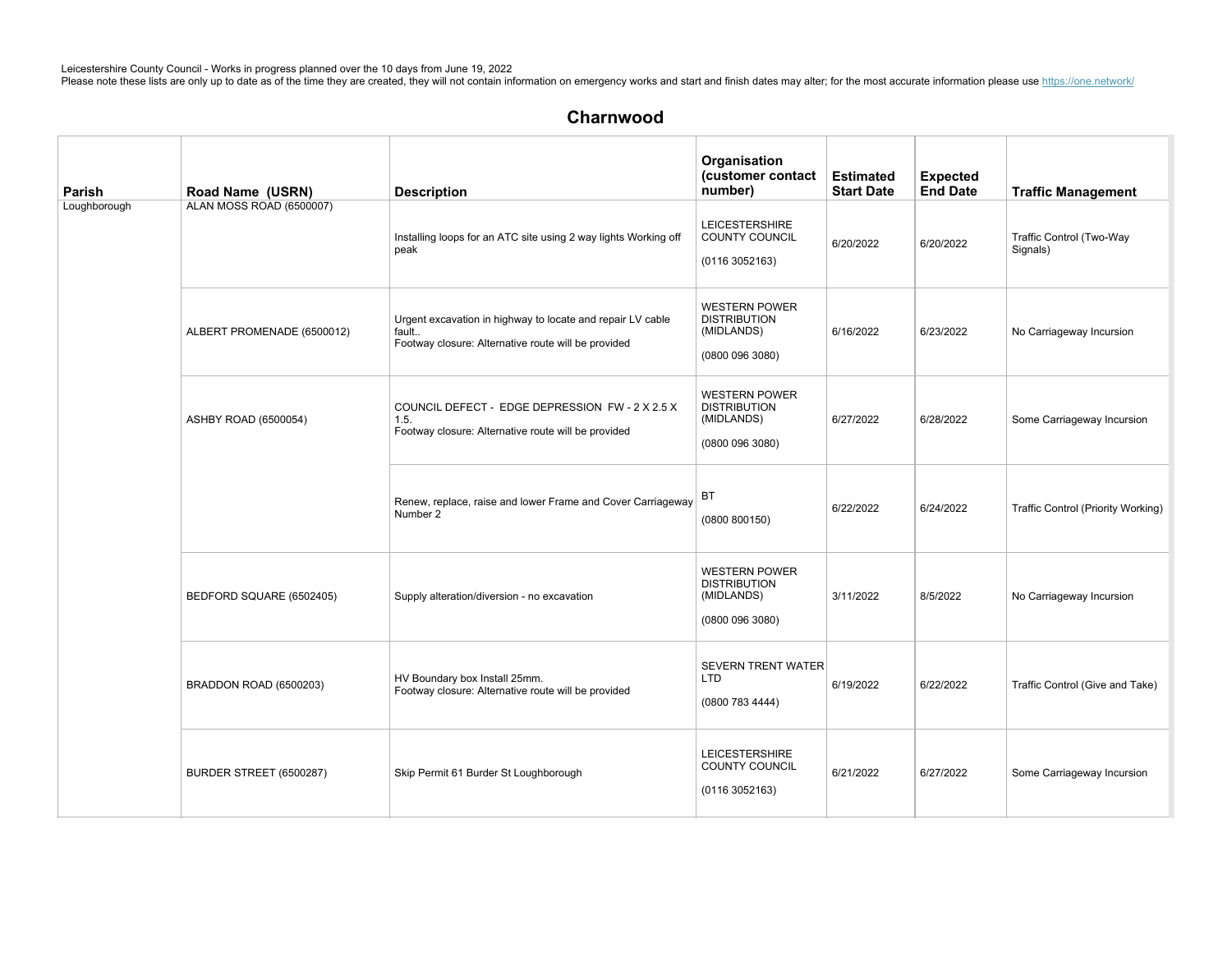Leicestershire County Council - Works in progress planned over the 10 days from June 19, 2022
Please note these lists are only up to date as of the time they are created, they will not contain information on emergency works and start and finish dates may alter; for the most accurate information please use https://one.network/

## Charnwood

| Parish | Road Name (USRN) | Description | Organisation (customer contact number) | Estimated Start Date | Expected End Date | Traffic Management |
|---|---|---|---|---|---|---|
| Loughborough | ALAN MOSS ROAD (6500007) | Installing loops for an ATC site using 2 way lights Working off peak | LEICESTERSHIRE COUNTY COUNCIL (0116 3052163) | 6/20/2022 | 6/20/2022 | Traffic Control (Two-Way Signals) |
| | ALBERT PROMENADE (6500012) | Urgent excavation in highway to locate and repair LV cable fault.. Footway closure: Alternative route will be provided | WESTERN POWER DISTRIBUTION (MIDLANDS) (0800 096 3080) | 6/16/2022 | 6/23/2022 | No Carriageway Incursion |
| | ASHBY ROAD (6500054) | COUNCIL DEFECT - EDGE DEPRESSION FW - 2 X 2.5 X 1.5. Footway closure: Alternative route will be provided | WESTERN POWER DISTRIBUTION (MIDLANDS) (0800 096 3080) | 6/27/2022 | 6/28/2022 | Some Carriageway Incursion |
| | | Renew, replace, raise and lower Frame and Cover Carriageway Number 2 | BT (0800 800150) | 6/22/2022 | 6/24/2022 | Traffic Control (Priority Working) |
| | BEDFORD SQUARE (6502405) | Supply alteration/diversion - no excavation | WESTERN POWER DISTRIBUTION (MIDLANDS) (0800 096 3080) | 3/11/2022 | 8/5/2022 | No Carriageway Incursion |
| | BRADDON ROAD (6500203) | HV Boundary box Install 25mm. Footway closure: Alternative route will be provided | SEVERN TRENT WATER LTD (0800 783 4444) | 6/19/2022 | 6/22/2022 | Traffic Control (Give and Take) |
| | BURDER STREET (6500287) | Skip Permit 61 Burder St Loughborough | LEICESTERSHIRE COUNTY COUNCIL (0116 3052163) | 6/21/2022 | 6/27/2022 | Some Carriageway Incursion |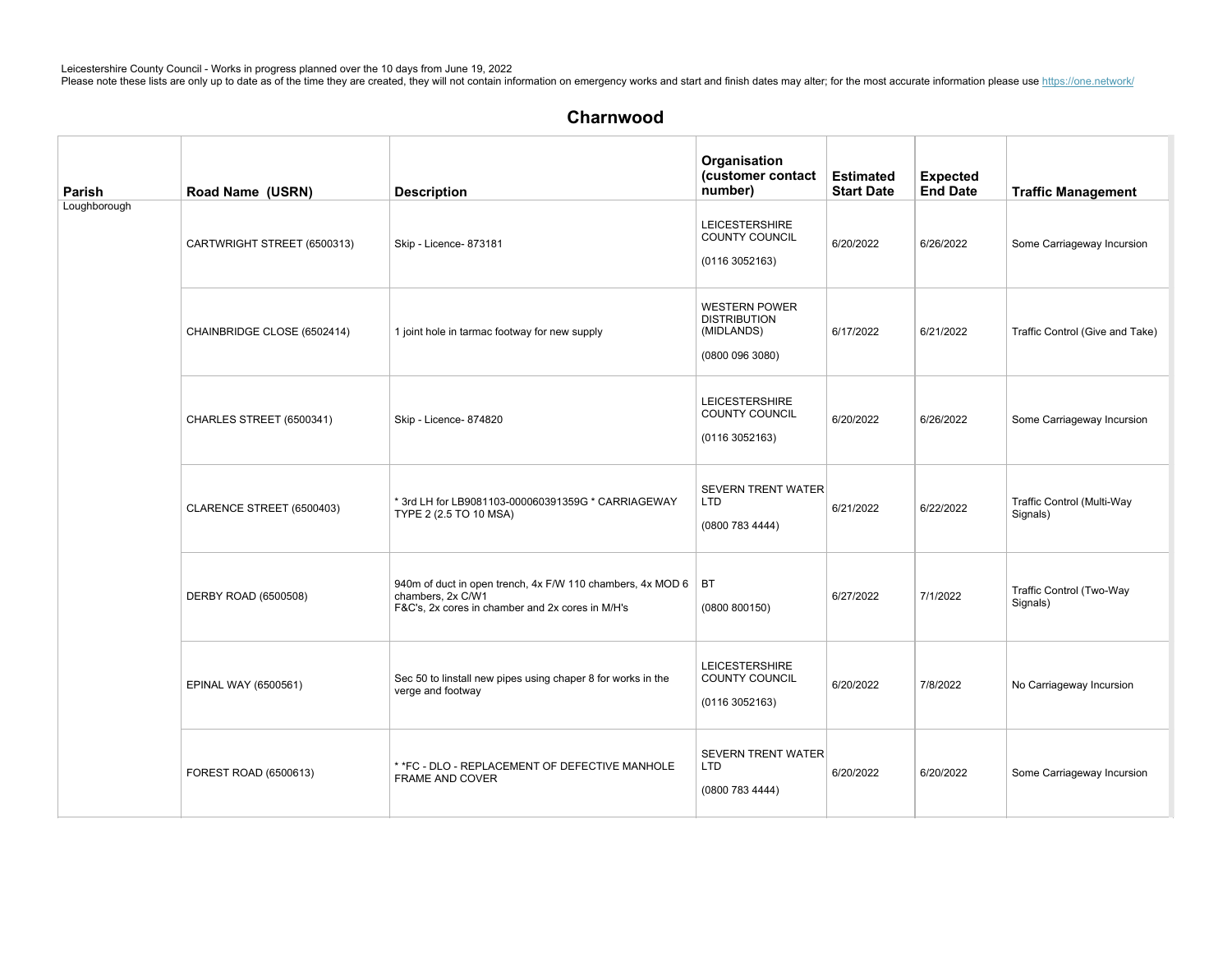Leicestershire County Council - Works in progress planned over the 10 days from June 19, 2022
Please note these lists are only up to date as of the time they are created, they will not contain information on emergency works and start and finish dates may alter; for the most accurate information please use https://one.network/

## Charnwood

| Parish | Road Name (USRN) | Description | Organisation (customer contact number) | Estimated Start Date | Expected End Date | Traffic Management |
|---|---|---|---|---|---|---|
| Loughborough | CARTWRIGHT STREET (6500313) | Skip - Licence- 873181 | LEICESTERSHIRE COUNTY COUNCIL (0116 3052163) | 6/20/2022 | 6/26/2022 | Some Carriageway Incursion |
| | CHAINBRIDGE CLOSE (6502414) | 1 joint hole in tarmac footway for new supply | WESTERN POWER DISTRIBUTION (MIDLANDS) (0800 096 3080) | 6/17/2022 | 6/21/2022 | Traffic Control (Give and Take) |
| | CHARLES STREET (6500341) | Skip - Licence- 874820 | LEICESTERSHIRE COUNTY COUNCIL (0116 3052163) | 6/20/2022 | 6/26/2022 | Some Carriageway Incursion |
| | CLARENCE STREET (6500403) | * 3rd LH for LB9081103-000060391359G * CARRIAGEWAY TYPE 2 (2.5 TO 10 MSA) | SEVERN TRENT WATER LTD (0800 783 4444) | 6/21/2022 | 6/22/2022 | Traffic Control (Multi-Way Signals) |
| | DERBY ROAD (6500508) | 940m of duct in open trench, 4x F/W 110 chambers, 4x MOD 6 chambers, 2x C/W1 F&C's, 2x cores in chamber and 2x cores in M/H's | BT (0800 800150) | 6/27/2022 | 7/1/2022 | Traffic Control (Two-Way Signals) |
| | EPINAL WAY (6500561) | Sec 50 to linstall new pipes using chaper 8 for works in the verge and footway | LEICESTERSHIRE COUNTY COUNCIL (0116 3052163) | 6/20/2022 | 7/8/2022 | No Carriageway Incursion |
| | FOREST ROAD (6500613) | * *FC - DLO - REPLACEMENT OF DEFECTIVE MANHOLE FRAME AND COVER | SEVERN TRENT WATER LTD (0800 783 4444) | 6/20/2022 | 6/20/2022 | Some Carriageway Incursion |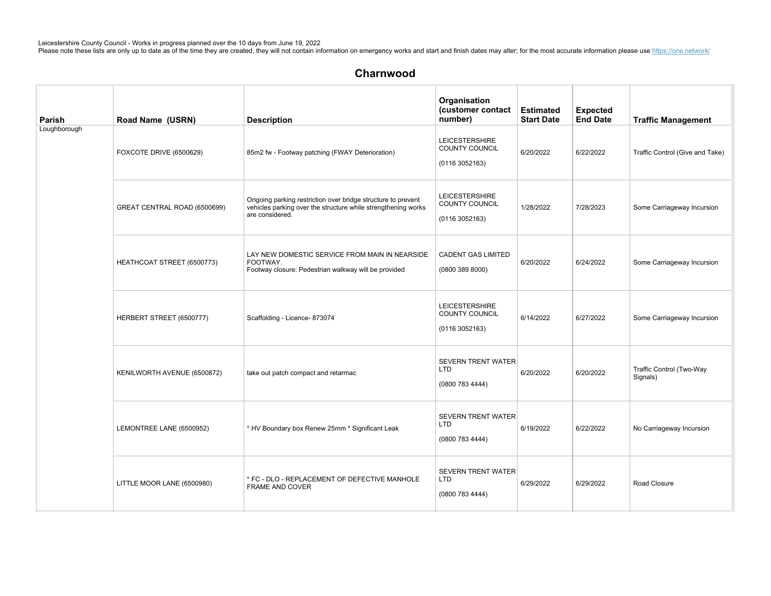Leicestershire County Council - Works in progress planned over the 10 days from June 19, 2022
Please note these lists are only up to date as of the time they are created, they will not contain information on emergency works and start and finish dates may alter; for the most accurate information please use https://one.network/

## Charnwood

| Parish | Road Name (USRN) | Description | Organisation (customer contact number) | Estimated Start Date | Expected End Date | Traffic Management |
|---|---|---|---|---|---|---|
| Loughborough | FOXCOTE DRIVE (6500629) | 85m2 fw - Footway patching (FWAY Deterioration) | LEICESTERSHIRE COUNTY COUNCIL (0116 3052163) | 6/20/2022 | 6/22/2022 | Traffic Control (Give and Take) |
| | GREAT CENTRAL ROAD (6500699) | Ongoing parking restriction over bridge structure to prevent vehicles parking over the structure while strengthening works are considered. | LEICESTERSHIRE COUNTY COUNCIL (0116 3052163) | 1/28/2022 | 7/28/2023 | Some Carriageway Incursion |
| | HEATHCOAT STREET (6500773) | LAY NEW DOMESTIC SERVICE FROM MAIN IN NEARSIDE FOOTWAY. Footway closure: Pedestrian walkway will be provided | CADENT GAS LIMITED (0800 389 8000) | 6/20/2022 | 6/24/2022 | Some Carriageway Incursion |
| | HERBERT STREET (6500777) | Scaffolding - Licence- 873074 | LEICESTERSHIRE COUNTY COUNCIL (0116 3052163) | 6/14/2022 | 6/27/2022 | Some Carriageway Incursion |
| | KENILWORTH AVENUE (6500872) | take out patch compact and retarmac | SEVERN TRENT WATER LTD (0800 783 4444) | 6/20/2022 | 6/20/2022 | Traffic Control (Two-Way Signals) |
| | LEMONTREE LANE (6500952) | * HV Boundary box Renew 25mm * Significant Leak | SEVERN TRENT WATER LTD (0800 783 4444) | 6/19/2022 | 6/22/2022 | No Carriageway Incursion |
| | LITTLE MOOR LANE (6500980) | * FC - DLO - REPLACEMENT OF DEFECTIVE MANHOLE FRAME AND COVER | SEVERN TRENT WATER LTD (0800 783 4444) | 6/29/2022 | 6/29/2022 | Road Closure |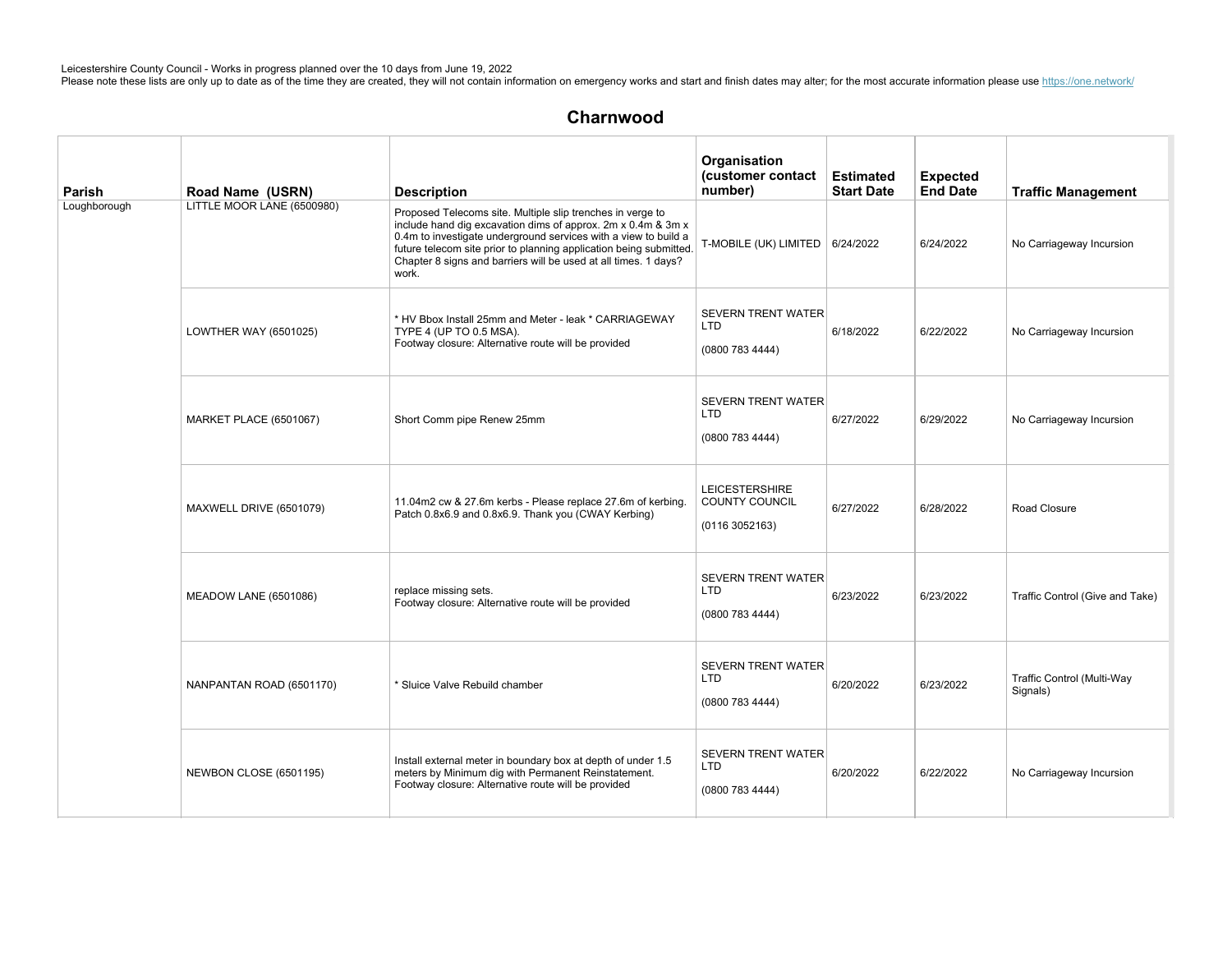Leicestershire County Council - Works in progress planned over the 10 days from June 19, 2022
Please note these lists are only up to date as of the time they are created, they will not contain information on emergency works and start and finish dates may alter; for the most accurate information please use https://one.network/

## Charnwood

| Parish | Road Name (USRN) | Description | Organisation (customer contact number) | Estimated Start Date | Expected End Date | Traffic Management |
|---|---|---|---|---|---|---|
| Loughborough | LITTLE MOOR LANE (6500980) | Proposed Telecoms site. Multiple slip trenches in verge to include hand dig excavation dims of approx. 2m x 0.4m & 3m x 0.4m to investigate underground services with a view to build a future telecom site prior to planning application being submitted. Chapter 8 signs and barriers will be used at all times. 1 days? work. | T-MOBILE (UK) LIMITED | 6/24/2022 | 6/24/2022 | No Carriageway Incursion |
| | LOWTHER WAY (6501025) | * HV Bbox Install 25mm and Meter - leak * CARRIAGEWAY TYPE 4 (UP TO 0.5 MSA). Footway closure: Alternative route will be provided | SEVERN TRENT WATER LTD (0800 783 4444) | 6/18/2022 | 6/22/2022 | No Carriageway Incursion |
| | MARKET PLACE (6501067) | Short Comm pipe Renew 25mm | SEVERN TRENT WATER LTD (0800 783 4444) | 6/27/2022 | 6/29/2022 | No Carriageway Incursion |
| | MAXWELL DRIVE (6501079) | 11.04m2 cw & 27.6m kerbs - Please replace 27.6m of kerbing. Patch 0.8x6.9 and 0.8x6.9. Thank you (CWAY Kerbing) | LEICESTERSHIRE COUNTY COUNCIL (0116 3052163) | 6/27/2022 | 6/28/2022 | Road Closure |
| | MEADOW LANE (6501086) | replace missing sets. Footway closure: Alternative route will be provided | SEVERN TRENT WATER LTD (0800 783 4444) | 6/23/2022 | 6/23/2022 | Traffic Control (Give and Take) |
| | NANPANTAN ROAD (6501170) | * Sluice Valve Rebuild chamber | SEVERN TRENT WATER LTD (0800 783 4444) | 6/20/2022 | 6/23/2022 | Traffic Control (Multi-Way Signals) |
| | NEWBON CLOSE (6501195) | Install external meter in boundary box at depth of under 1.5 meters by Minimum dig with Permanent Reinstatement. Footway closure: Alternative route will be provided | SEVERN TRENT WATER LTD (0800 783 4444) | 6/20/2022 | 6/22/2022 | No Carriageway Incursion |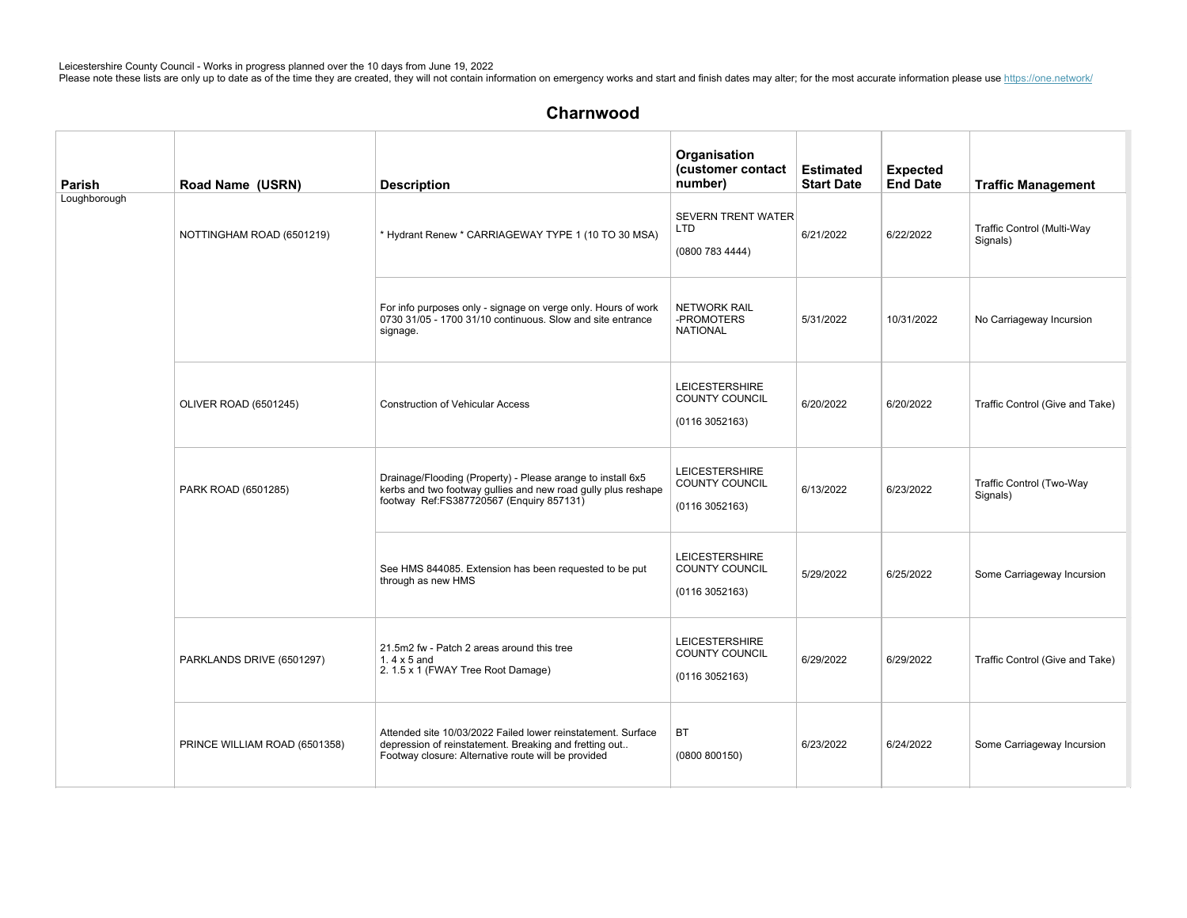Leicestershire County Council - Works in progress planned over the 10 days from June 19, 2022
Please note these lists are only up to date as of the time they are created, they will not contain information on emergency works and start and finish dates may alter; for the most accurate information please use https://one.network/

## Charnwood

| Parish | Road Name (USRN) | Description | Organisation (customer contact number) | Estimated Start Date | Expected End Date | Traffic Management |
|---|---|---|---|---|---|---|
| Loughborough | NOTTINGHAM ROAD (6501219) | * Hydrant Renew * CARRIAGEWAY TYPE 1 (10 TO 30 MSA) | SEVERN TRENT WATER LTD (0800 783 4444) | 6/21/2022 | 6/22/2022 | Traffic Control (Multi-Way Signals) |
| | | For info purposes only - signage on verge only. Hours of work 0730 31/05 - 1700 31/10 continuous. Slow and site entrance signage. | NETWORK RAIL -PROMOTERS NATIONAL | 5/31/2022 | 10/31/2022 | No Carriageway Incursion |
| | OLIVER ROAD (6501245) | Construction of Vehicular Access | LEICESTERSHIRE COUNTY COUNCIL (0116 3052163) | 6/20/2022 | 6/20/2022 | Traffic Control (Give and Take) |
| | PARK ROAD (6501285) | Drainage/Flooding (Property) - Please arange to install 6x5 kerbs and two footway gullies and new road gully plus reshape footway Ref:FS387720567 (Enquiry 857131) | LEICESTERSHIRE COUNTY COUNCIL (0116 3052163) | 6/13/2022 | 6/23/2022 | Traffic Control (Two-Way Signals) |
| | | See HMS 844085. Extension has been requested to be put through as new HMS | LEICESTERSHIRE COUNTY COUNCIL (0116 3052163) | 5/29/2022 | 6/25/2022 | Some Carriageway Incursion |
| | PARKLANDS DRIVE (6501297) | 21.5m2 fw - Patch 2 areas around this tree 1. 4 x 5 and 2. 1.5 x 1 (FWAY Tree Root Damage) | LEICESTERSHIRE COUNTY COUNCIL (0116 3052163) | 6/29/2022 | 6/29/2022 | Traffic Control (Give and Take) |
| | PRINCE WILLIAM ROAD (6501358) | Attended site 10/03/2022 Failed lower reinstatement. Surface depression of reinstatement. Breaking and fretting out.. Footway closure: Alternative route will be provided | BT (0800 800150) | 6/23/2022 | 6/24/2022 | Some Carriageway Incursion |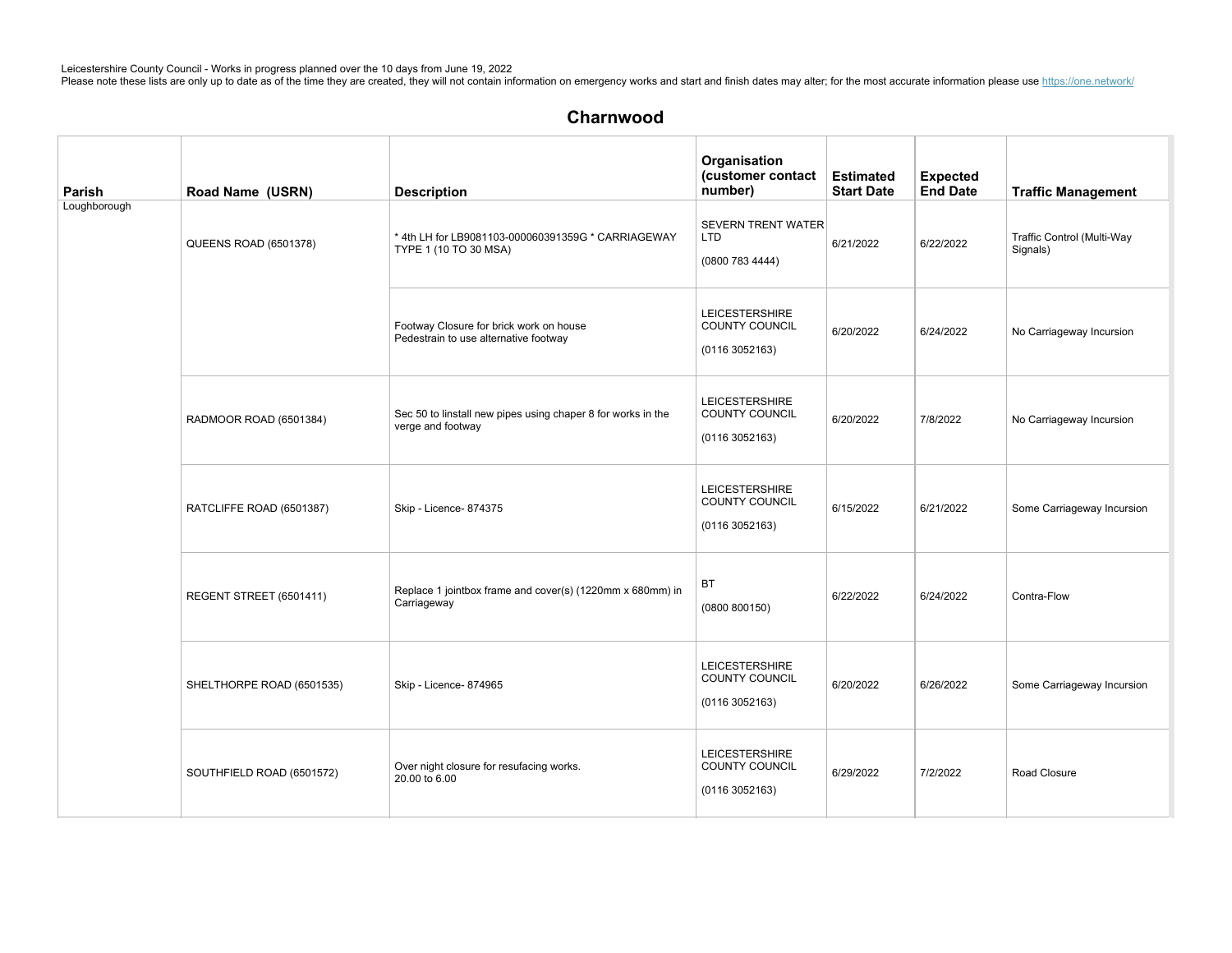Leicestershire County Council - Works in progress planned over the 10 days from June 19, 2022
Please note these lists are only up to date as of the time they are created, they will not contain information on emergency works and start and finish dates may alter; for the most accurate information please use https://one.network/

## Charnwood

| Parish | Road Name (USRN) | Description | Organisation (customer contact number) | Estimated Start Date | Expected End Date | Traffic Management |
|---|---|---|---|---|---|---|
| Loughborough | QUEENS ROAD (6501378) | * 4th LH for LB9081103-000060391359G * CARRIAGEWAY TYPE 1 (10 TO 30 MSA) | SEVERN TRENT WATER LTD (0800 783 4444) | 6/21/2022 | 6/22/2022 | Traffic Control (Multi-Way Signals) |
| | | Footway Closure for brick work on house Pedestrain to use alternative footway | LEICESTERSHIRE COUNTY COUNCIL (0116 3052163) | 6/20/2022 | 6/24/2022 | No Carriageway Incursion |
| | RADMOOR ROAD (6501384) | Sec 50 to linstall new pipes using chaper 8 for works in the verge and footway | LEICESTERSHIRE COUNTY COUNCIL (0116 3052163) | 6/20/2022 | 7/8/2022 | No Carriageway Incursion |
| | RATCLIFFE ROAD (6501387) | Skip - Licence- 874375 | LEICESTERSHIRE COUNTY COUNCIL (0116 3052163) | 6/15/2022 | 6/21/2022 | Some Carriageway Incursion |
| | REGENT STREET (6501411) | Replace 1 jointbox frame and cover(s) (1220mm x 680mm) in Carriageway | BT (0800 800150) | 6/22/2022 | 6/24/2022 | Contra-Flow |
| | SHELTHORPE ROAD (6501535) | Skip - Licence- 874965 | LEICESTERSHIRE COUNTY COUNCIL (0116 3052163) | 6/20/2022 | 6/26/2022 | Some Carriageway Incursion |
| | SOUTHFIELD ROAD (6501572) | Over night closure for resufacing works. 20.00 to 6.00 | LEICESTERSHIRE COUNTY COUNCIL (0116 3052163) | 6/29/2022 | 7/2/2022 | Road Closure |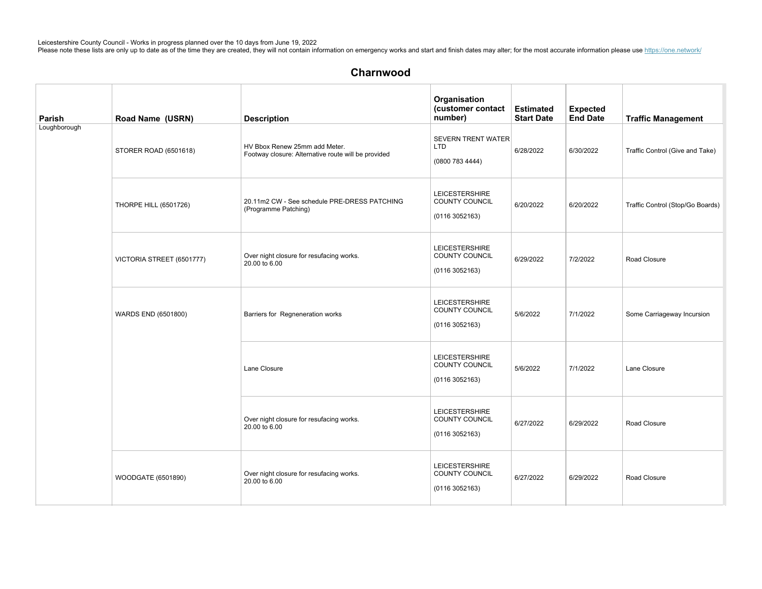Leicestershire County Council - Works in progress planned over the 10 days from June 19, 2022
Please note these lists are only up to date as of the time they are created, they will not contain information on emergency works and start and finish dates may alter; for the most accurate information please use https://one.network/

## Charnwood

| Parish | Road Name (USRN) | Description | Organisation (customer contact number) | Estimated Start Date | Expected End Date | Traffic Management |
|---|---|---|---|---|---|---|
| Loughborough | STORER ROAD (6501618) | HV Bbox Renew 25mm add Meter. Footway closure: Alternative route will be provided | SEVERN TRENT WATER LTD (0800 783 4444) | 6/28/2022 | 6/30/2022 | Traffic Control (Give and Take) |
| | THORPE HILL (6501726) | 20.11m2 CW - See schedule PRE-DRESS PATCHING (Programme Patching) | LEICESTERSHIRE COUNTY COUNCIL (0116 3052163) | 6/20/2022 | 6/20/2022 | Traffic Control (Stop/Go Boards) |
| | VICTORIA STREET (6501777) | Over night closure for resufacing works. 20.00 to 6.00 | LEICESTERSHIRE COUNTY COUNCIL (0116 3052163) | 6/29/2022 | 7/2/2022 | Road Closure |
| | WARDS END (6501800) | Barriers for Regneneration works | LEICESTERSHIRE COUNTY COUNCIL (0116 3052163) | 5/6/2022 | 7/1/2022 | Some Carriageway Incursion |
| | | Lane Closure | LEICESTERSHIRE COUNTY COUNCIL (0116 3052163) | 5/6/2022 | 7/1/2022 | Lane Closure |
| | | Over night closure for resufacing works. 20.00 to 6.00 | LEICESTERSHIRE COUNTY COUNCIL (0116 3052163) | 6/27/2022 | 6/29/2022 | Road Closure |
| | WOODGATE (6501890) | Over night closure for resufacing works. 20.00 to 6.00 | LEICESTERSHIRE COUNTY COUNCIL (0116 3052163) | 6/27/2022 | 6/29/2022 | Road Closure |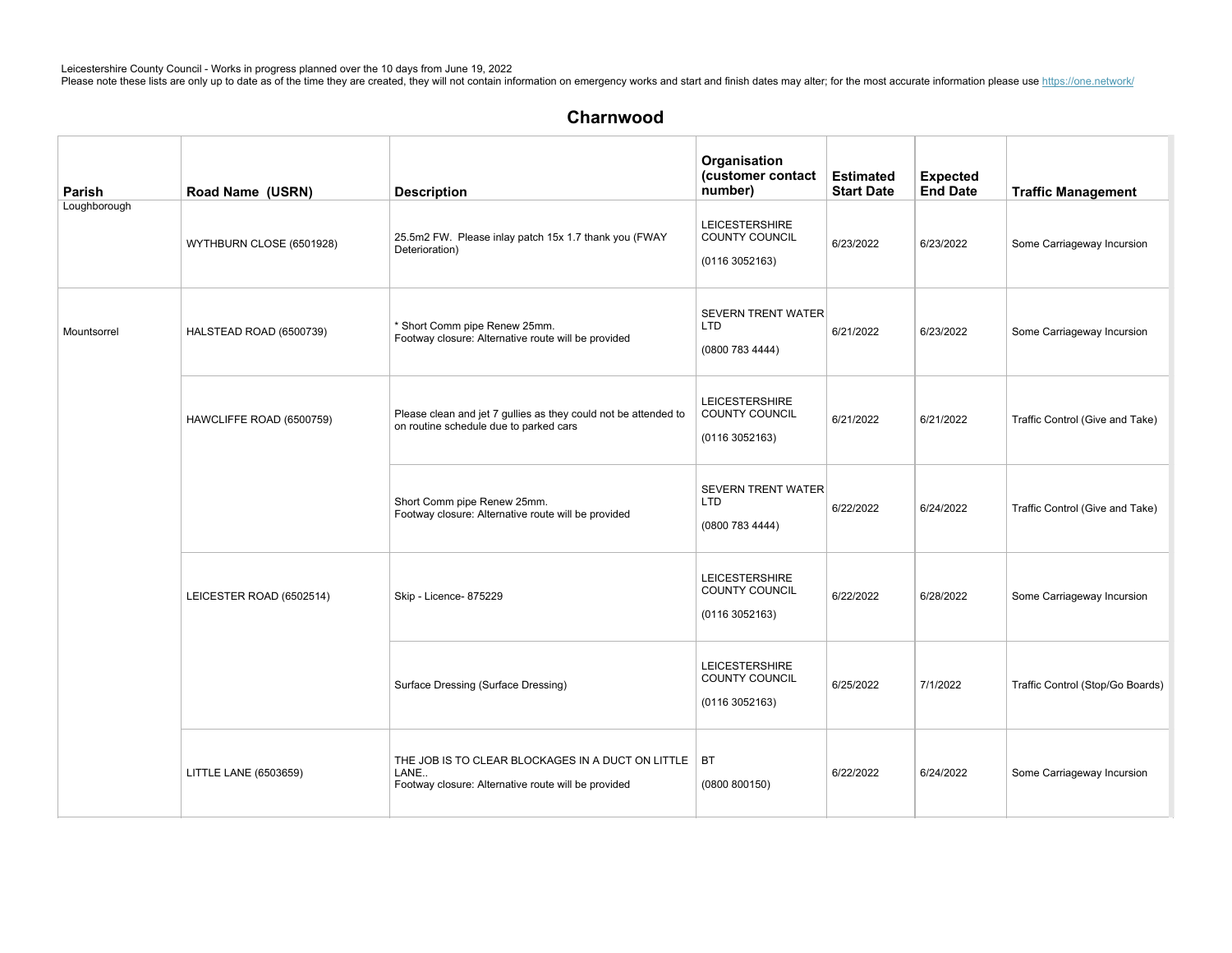Leicestershire County Council - Works in progress planned over the 10 days from June 19, 2022
Please note these lists are only up to date as of the time they are created, they will not contain information on emergency works and start and finish dates may alter; for the most accurate information please use https://one.network/

## Charnwood

| Parish | Road Name (USRN) | Description | Organisation (customer contact number) | Estimated Start Date | Expected End Date | Traffic Management |
|---|---|---|---|---|---|---|
| Loughborough | WYTHBURN CLOSE (6501928) | 25.5m2 FW. Please inlay patch 15x 1.7 thank you (FWAY Deterioration) | LEICESTERSHIRE COUNTY COUNCIL (0116 3052163) | 6/23/2022 | 6/23/2022 | Some Carriageway Incursion |
| Mountsorrel | HALSTEAD ROAD (6500739) | * Short Comm pipe Renew 25mm. Footway closure: Alternative route will be provided | SEVERN TRENT WATER LTD (0800 783 4444) | 6/21/2022 | 6/23/2022 | Some Carriageway Incursion |
| | HAWCLIFFE ROAD (6500759) | Please clean and jet 7 gullies as they could not be attended to on routine schedule due to parked cars | LEICESTERSHIRE COUNTY COUNCIL (0116 3052163) | 6/21/2022 | 6/21/2022 | Traffic Control (Give and Take) |
| | | Short Comm pipe Renew 25mm. Footway closure: Alternative route will be provided | SEVERN TRENT WATER LTD (0800 783 4444) | 6/22/2022 | 6/24/2022 | Traffic Control (Give and Take) |
| | LEICESTER ROAD (6502514) | Skip - Licence- 875229 | LEICESTERSHIRE COUNTY COUNCIL (0116 3052163) | 6/22/2022 | 6/28/2022 | Some Carriageway Incursion |
| | | Surface Dressing (Surface Dressing) | LEICESTERSHIRE COUNTY COUNCIL (0116 3052163) | 6/25/2022 | 7/1/2022 | Traffic Control (Stop/Go Boards) |
| | LITTLE LANE (6503659) | THE JOB IS TO CLEAR BLOCKAGES IN A DUCT ON LITTLE LANE.. Footway closure: Alternative route will be provided | BT (0800 800150) | 6/22/2022 | 6/24/2022 | Some Carriageway Incursion |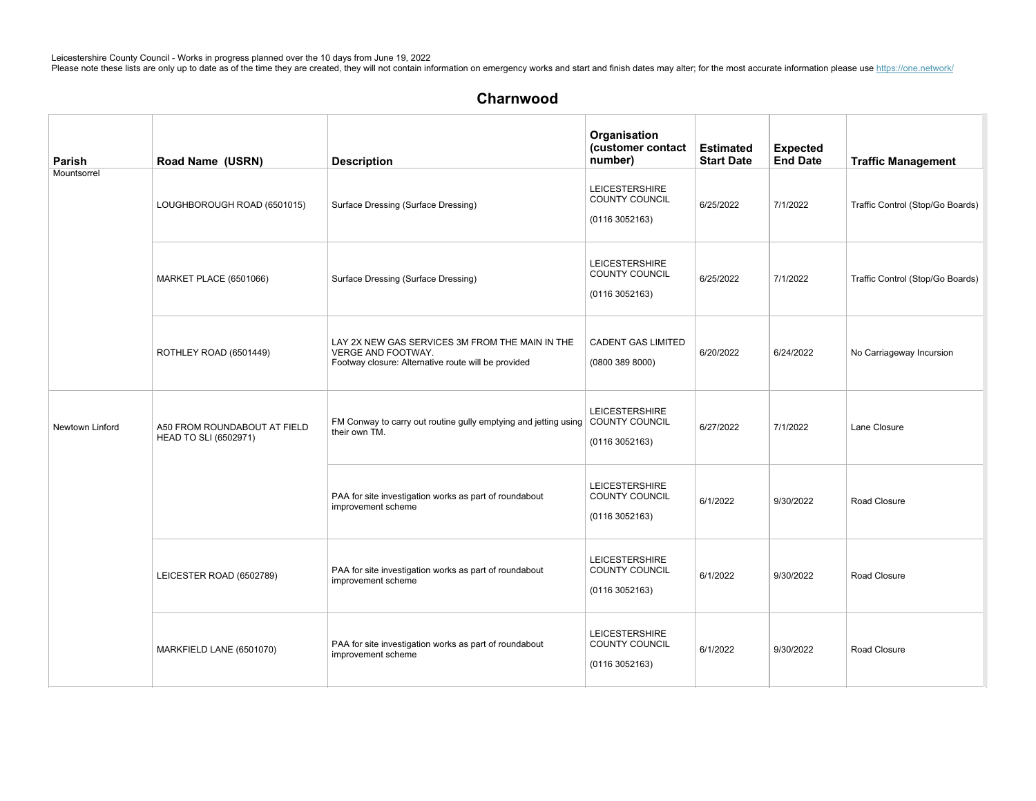Leicestershire County Council - Works in progress planned over the 10 days from June 19, 2022
Please note these lists are only up to date as of the time they are created, they will not contain information on emergency works and start and finish dates may alter; for the most accurate information please use https://one.network/

## Charnwood

| Parish | Road Name (USRN) | Description | Organisation (customer contact number) | Estimated Start Date | Expected End Date | Traffic Management |
|---|---|---|---|---|---|---|
| Mountsorrel | LOUGHBOROUGH ROAD (6501015) | Surface Dressing (Surface Dressing) | LEICESTERSHIRE COUNTY COUNCIL (0116 3052163) | 6/25/2022 | 7/1/2022 | Traffic Control (Stop/Go Boards) |
| | MARKET PLACE (6501066) | Surface Dressing (Surface Dressing) | LEICESTERSHIRE COUNTY COUNCIL (0116 3052163) | 6/25/2022 | 7/1/2022 | Traffic Control (Stop/Go Boards) |
| | ROTHLEY ROAD (6501449) | LAY 2X NEW GAS SERVICES 3M FROM THE MAIN IN THE VERGE AND FOOTWAY. Footway closure: Alternative route will be provided | CADENT GAS LIMITED (0800 389 8000) | 6/20/2022 | 6/24/2022 | No Carriageway Incursion |
| Newtown Linford | A50 FROM ROUNDABOUT AT FIELD HEAD TO SLI (6502971) | FM Conway to carry out routine gully emptying and jetting using their own TM. | LEICESTERSHIRE COUNTY COUNCIL (0116 3052163) | 6/27/2022 | 7/1/2022 | Lane Closure |
| | | PAA for site investigation works as part of roundabout improvement scheme | LEICESTERSHIRE COUNTY COUNCIL (0116 3052163) | 6/1/2022 | 9/30/2022 | Road Closure |
| | LEICESTER ROAD (6502789) | PAA for site investigation works as part of roundabout improvement scheme | LEICESTERSHIRE COUNTY COUNCIL (0116 3052163) | 6/1/2022 | 9/30/2022 | Road Closure |
| | MARKFIELD LANE (6501070) | PAA for site investigation works as part of roundabout improvement scheme | LEICESTERSHIRE COUNTY COUNCIL (0116 3052163) | 6/1/2022 | 9/30/2022 | Road Closure |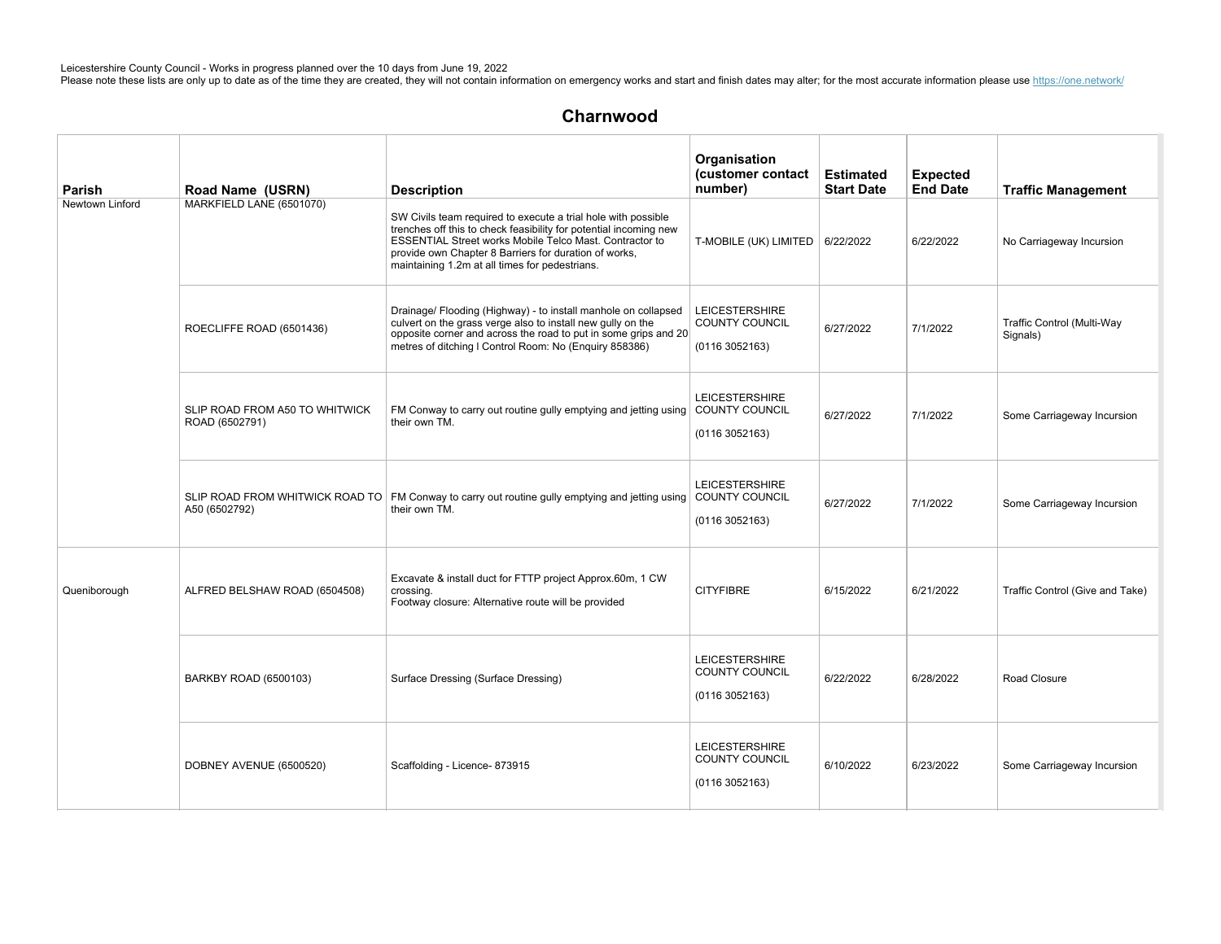Leicestershire County Council - Works in progress planned over the 10 days from June 19, 2022
Please note these lists are only up to date as of the time they are created, they will not contain information on emergency works and start and finish dates may alter; for the most accurate information please use https://one.network/

## Charnwood

| Parish | Road Name (USRN) | Description | Organisation (customer contact number) | Estimated Start Date | Expected End Date | Traffic Management |
|---|---|---|---|---|---|---|
| Newtown Linford | MARKFIELD LANE (6501070) | SW Civils team required to execute a trial hole with possible trenches off this to check feasibility for potential incoming new ESSENTIAL Street works Mobile Telco Mast. Contractor to provide own Chapter 8 Barriers for duration of works, maintaining 1.2m at all times for pedestrians. | T-MOBILE (UK) LIMITED | 6/22/2022 | 6/22/2022 | No Carriageway Incursion |
| | ROECLIFFE ROAD (6501436) | Drainage/ Flooding (Highway) - to install manhole on collapsed culvert on the grass verge also to install new gully on the opposite corner and across the road to put in some grips and 20 metres of ditching l Control Room: No (Enquiry 858386) | LEICESTERSHIRE COUNTY COUNCIL (0116 3052163) | 6/27/2022 | 7/1/2022 | Traffic Control (Multi-Way Signals) |
| | SLIP ROAD FROM A50 TO WHITWICK ROAD (6502791) | FM Conway to carry out routine gully emptying and jetting using their own TM. | LEICESTERSHIRE COUNTY COUNCIL (0116 3052163) | 6/27/2022 | 7/1/2022 | Some Carriageway Incursion |
| | SLIP ROAD FROM WHITWICK ROAD TO A50 (6502792) | FM Conway to carry out routine gully emptying and jetting using their own TM. | LEICESTERSHIRE COUNTY COUNCIL (0116 3052163) | 6/27/2022 | 7/1/2022 | Some Carriageway Incursion |
| Queniborough | ALFRED BELSHAW ROAD (6504508) | Excavate & install duct for FTTP project Approx.60m, 1 CW crossing.<br>Footway closure: Alternative route will be provided | CITYFIBRE | 6/15/2022 | 6/21/2022 | Traffic Control (Give and Take) |
| | BARKBY ROAD (6500103) | Surface Dressing (Surface Dressing) | LEICESTERSHIRE COUNTY COUNCIL (0116 3052163) | 6/22/2022 | 6/28/2022 | Road Closure |
| | DOBNEY AVENUE (6500520) | Scaffolding - Licence- 873915 | LEICESTERSHIRE COUNTY COUNCIL (0116 3052163) | 6/10/2022 | 6/23/2022 | Some Carriageway Incursion |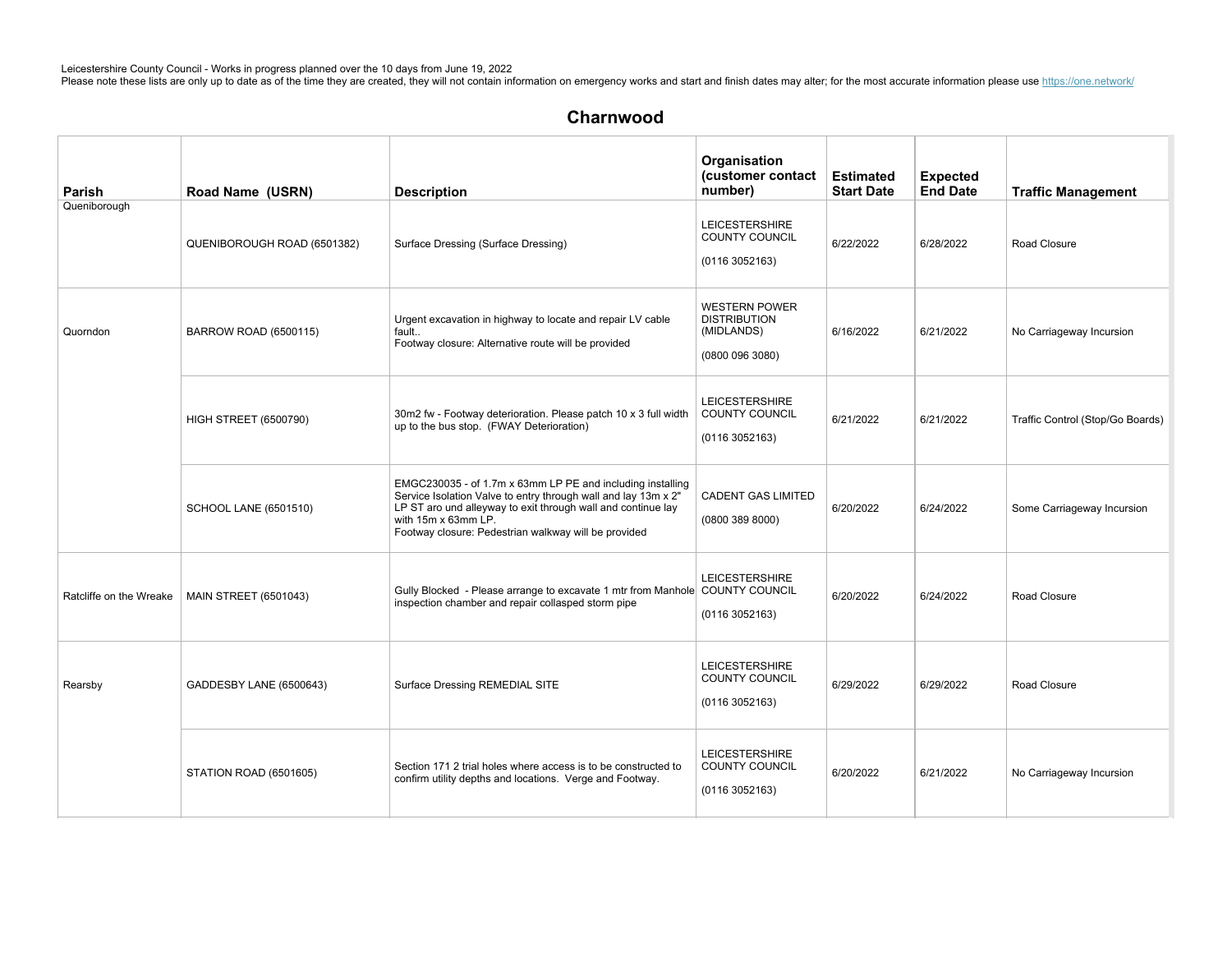Leicestershire County Council - Works in progress planned over the 10 days from June 19, 2022
Please note these lists are only up to date as of the time they are created, they will not contain information on emergency works and start and finish dates may alter; for the most accurate information please use https://one.network/

## Charnwood

| Parish | Road Name (USRN) | Description | Organisation (customer contact number) | Estimated Start Date | Expected End Date | Traffic Management |
|---|---|---|---|---|---|---|
| Queniborough | QUENIBOROUGH ROAD (6501382) | Surface Dressing (Surface Dressing) | LEICESTERSHIRE COUNTY COUNCIL (0116 3052163) | 6/22/2022 | 6/28/2022 | Road Closure |
| Quorndon | BARROW ROAD (6500115) | Urgent excavation in highway to locate and repair LV cable fault.. Footway closure: Alternative route will be provided | WESTERN POWER DISTRIBUTION (MIDLANDS) (0800 096 3080) | 6/16/2022 | 6/21/2022 | No Carriageway Incursion |
| | HIGH STREET (6500790) | 30m2 fw - Footway deterioration. Please patch 10 x 3 full width up to the bus stop. (FWAY Deterioration) | LEICESTERSHIRE COUNTY COUNCIL (0116 3052163) | 6/21/2022 | 6/21/2022 | Traffic Control (Stop/Go Boards) |
| | SCHOOL LANE (6501510) | EMGC230035 - of 1.7m x 63mm LP PE and including installing Service Isolation Valve to entry through wall and lay 13m x 2" LP ST aro und alleyway to exit through wall and continue lay with 15m x 63mm LP. Footway closure: Pedestrian walkway will be provided | CADENT GAS LIMITED (0800 389 8000) | 6/20/2022 | 6/24/2022 | Some Carriageway Incursion |
| Ratcliffe on the Wreake | MAIN STREET (6501043) | Gully Blocked - Please arrange to excavate 1 mtr from Manhole inspection chamber and repair collasped storm pipe | LEICESTERSHIRE COUNTY COUNCIL (0116 3052163) | 6/20/2022 | 6/24/2022 | Road Closure |
| Rearsby | GADDESBY LANE (6500643) | Surface Dressing REMEDIAL SITE | LEICESTERSHIRE COUNTY COUNCIL (0116 3052163) | 6/29/2022 | 6/29/2022 | Road Closure |
| | STATION ROAD (6501605) | Section 171 2 trial holes where access is to be constructed to confirm utility depths and locations. Verge and Footway. | LEICESTERSHIRE COUNTY COUNCIL (0116 3052163) | 6/20/2022 | 6/21/2022 | No Carriageway Incursion |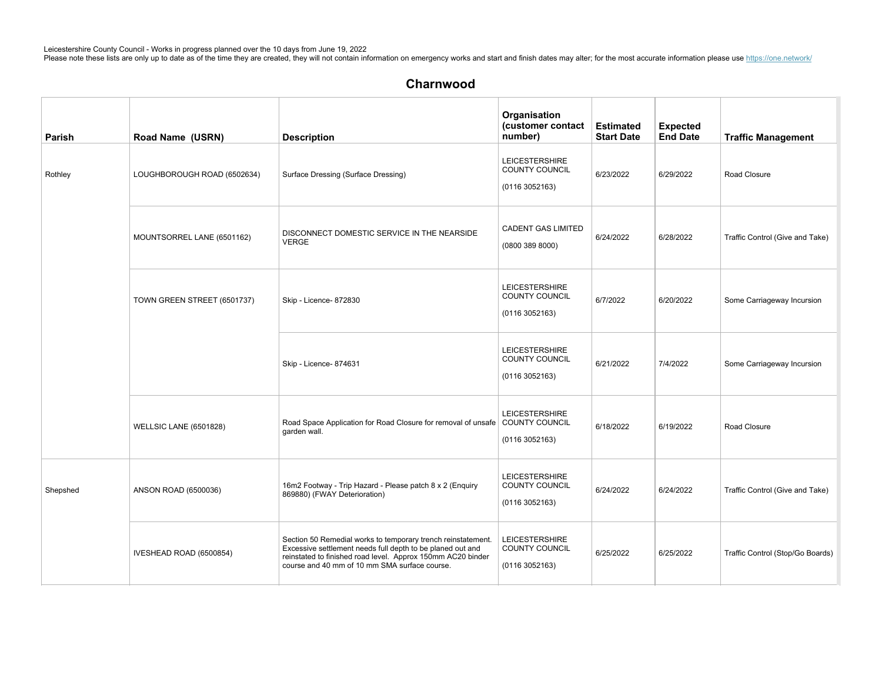Leicestershire County Council - Works in progress planned over the 10 days from June 19, 2022
Please note these lists are only up to date as of the time they are created, they will not contain information on emergency works and start and finish dates may alter; for the most accurate information please use https://one.network/

## Charnwood

| Parish | Road Name (USRN) | Description | Organisation (customer contact number) | Estimated Start Date | Expected End Date | Traffic Management |
|---|---|---|---|---|---|---|
| Rothley | LOUGHBOROUGH ROAD (6502634) | Surface Dressing (Surface Dressing) | LEICESTERSHIRE COUNTY COUNCIL (0116 3052163) | 6/23/2022 | 6/29/2022 | Road Closure |
| | MOUNTSORREL LANE (6501162) | DISCONNECT DOMESTIC SERVICE IN THE NEARSIDE VERGE | CADENT GAS LIMITED (0800 389 8000) | 6/24/2022 | 6/28/2022 | Traffic Control (Give and Take) |
| | TOWN GREEN STREET (6501737) | Skip - Licence- 872830 | LEICESTERSHIRE COUNTY COUNCIL (0116 3052163) | 6/7/2022 | 6/20/2022 | Some Carriageway Incursion |
| | | Skip - Licence- 874631 | LEICESTERSHIRE COUNTY COUNCIL (0116 3052163) | 6/21/2022 | 7/4/2022 | Some Carriageway Incursion |
| | WELLSIC LANE (6501828) | Road Space Application for Road Closure for removal of unsafe garden wall. | LEICESTERSHIRE COUNTY COUNCIL (0116 3052163) | 6/18/2022 | 6/19/2022 | Road Closure |
| Shepshed | ANSON ROAD (6500036) | 16m2 Footway - Trip Hazard - Please patch 8 x 2 (Enquiry 869880) (FWAY Deterioration) | LEICESTERSHIRE COUNTY COUNCIL (0116 3052163) | 6/24/2022 | 6/24/2022 | Traffic Control (Give and Take) |
| | IVESHEAD ROAD (6500854) | Section 50 Remedial works to temporary trench reinstatement. Excessive settlement needs full depth to be planed out and reinstated to finished road level. Approx 150mm AC20 binder course and 40 mm of 10 mm SMA surface course. | LEICESTERSHIRE COUNTY COUNCIL (0116 3052163) | 6/25/2022 | 6/25/2022 | Traffic Control (Stop/Go Boards) |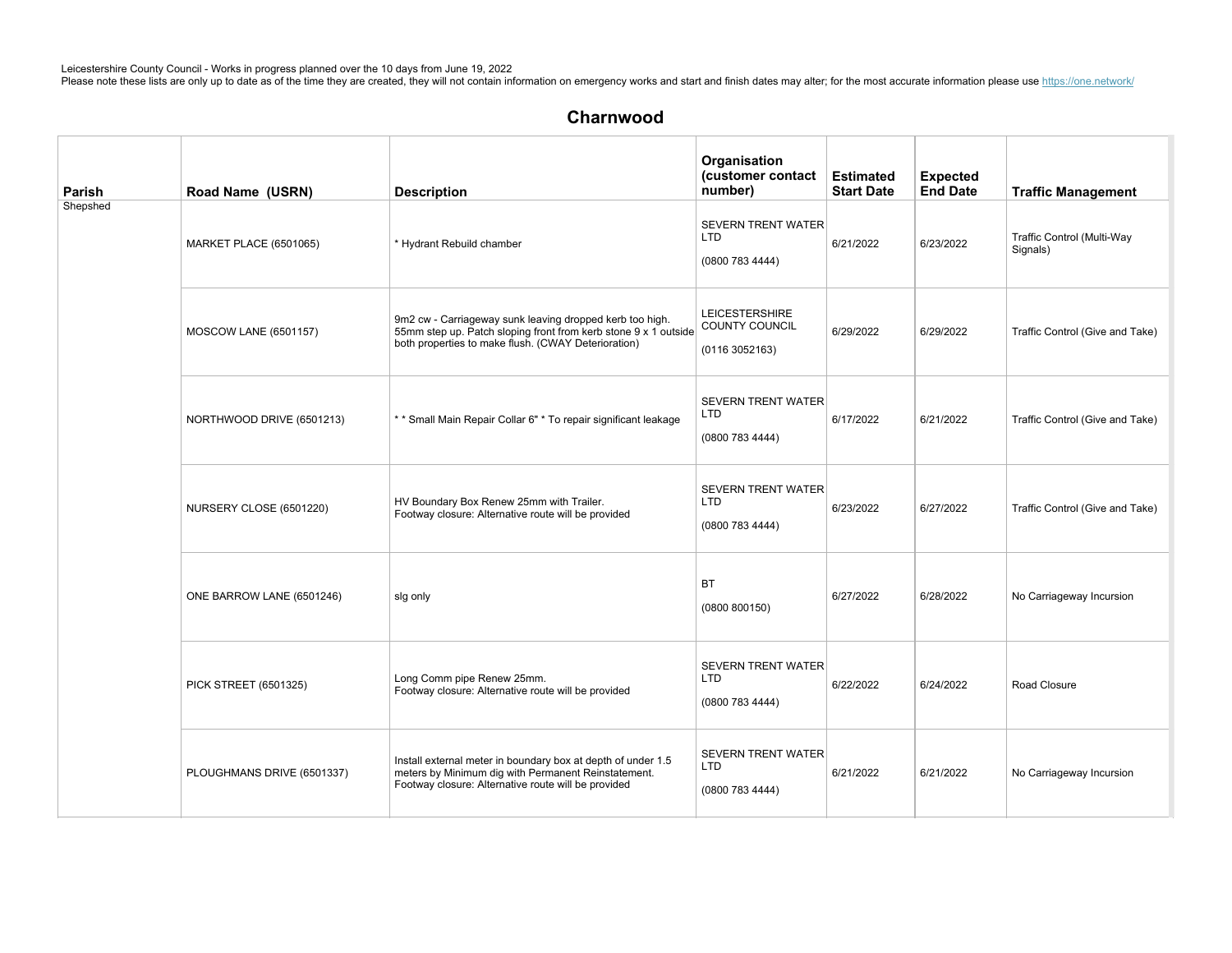Leicestershire County Council - Works in progress planned over the 10 days from June 19, 2022
Please note these lists are only up to date as of the time they are created, they will not contain information on emergency works and start and finish dates may alter; for the most accurate information please use https://one.network/

## Charnwood

| Parish | Road Name (USRN) | Description | Organisation (customer contact number) | Estimated Start Date | Expected End Date | Traffic Management |
|---|---|---|---|---|---|---|
| Shepshed | MARKET PLACE (6501065) | * Hydrant Rebuild chamber | SEVERN TRENT WATER LTD (0800 783 4444) | 6/21/2022 | 6/23/2022 | Traffic Control (Multi-Way Signals) |
| | MOSCOW LANE (6501157) | 9m2 cw - Carriageway sunk leaving dropped kerb too high. 55mm step up. Patch sloping front from kerb stone 9 x 1 outside both properties to make flush. (CWAY Deterioration) | LEICESTERSHIRE COUNTY COUNCIL (0116 3052163) | 6/29/2022 | 6/29/2022 | Traffic Control (Give and Take) |
| | NORTHWOOD DRIVE (6501213) | * * Small Main Repair Collar 6" * To repair significant leakage | SEVERN TRENT WATER LTD (0800 783 4444) | 6/17/2022 | 6/21/2022 | Traffic Control (Give and Take) |
| | NURSERY CLOSE (6501220) | HV Boundary Box Renew 25mm with Trailer. Footway closure: Alternative route will be provided | SEVERN TRENT WATER LTD (0800 783 4444) | 6/23/2022 | 6/27/2022 | Traffic Control (Give and Take) |
| | ONE BARROW LANE (6501246) | slg only | BT (0800 800150) | 6/27/2022 | 6/28/2022 | No Carriageway Incursion |
| | PICK STREET (6501325) | Long Comm pipe Renew 25mm. Footway closure: Alternative route will be provided | SEVERN TRENT WATER LTD (0800 783 4444) | 6/22/2022 | 6/24/2022 | Road Closure |
| | PLOUGHMANS DRIVE (6501337) | Install external meter in boundary box at depth of under 1.5 meters by Minimum dig with Permanent Reinstatement. Footway closure: Alternative route will be provided | SEVERN TRENT WATER LTD (0800 783 4444) | 6/21/2022 | 6/21/2022 | No Carriageway Incursion |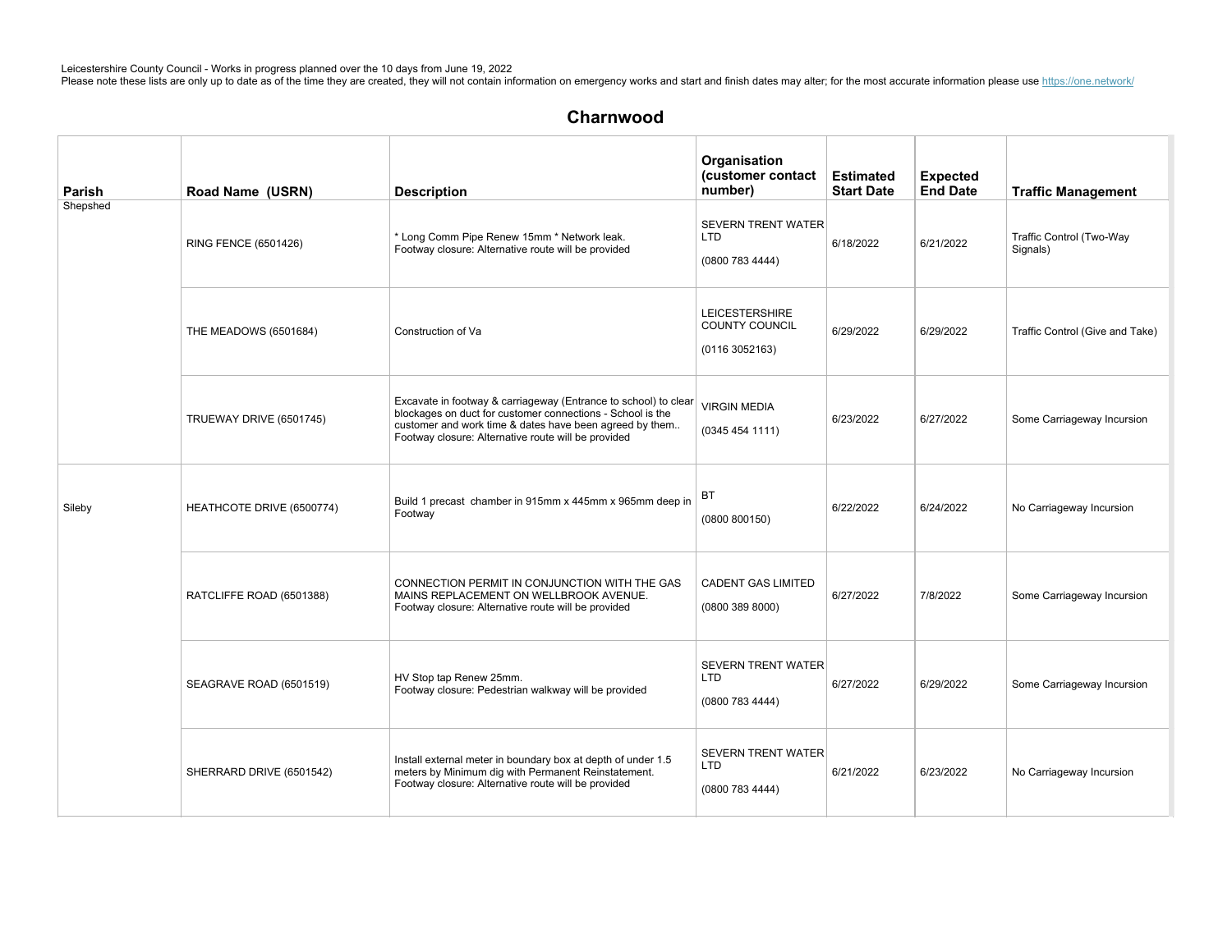Leicestershire County Council - Works in progress planned over the 10 days from June 19, 2022
Please note these lists are only up to date as of the time they are created, they will not contain information on emergency works and start and finish dates may alter; for the most accurate information please use https://one.network/

## Charnwood

| Parish | Road Name (USRN) | Description | Organisation (customer contact number) | Estimated Start Date | Expected End Date | Traffic Management |
|---|---|---|---|---|---|---|
| Shepshed | RING FENCE (6501426) | * Long Comm Pipe Renew 15mm * Network leak. Footway closure: Alternative route will be provided | SEVERN TRENT WATER LTD (0800 783 4444) | 6/18/2022 | 6/21/2022 | Traffic Control (Two-Way Signals) |
| | THE MEADOWS (6501684) | Construction of Va | LEICESTERSHIRE COUNTY COUNCIL (0116 3052163) | 6/29/2022 | 6/29/2022 | Traffic Control (Give and Take) |
| | TRUEWAY DRIVE (6501745) | Excavate in footway & carriageway (Entrance to school) to clear blockages on duct for customer connections - School is the customer and work time & dates have been agreed by them.. Footway closure: Alternative route will be provided | VIRGIN MEDIA (0345 454 1111) | 6/23/2022 | 6/27/2022 | Some Carriageway Incursion |
| Sileby | HEATHCOTE DRIVE (6500774) | Build 1 precast chamber in 915mm x 445mm x 965mm deep in Footway | BT (0800 800150) | 6/22/2022 | 6/24/2022 | No Carriageway Incursion |
| | RATCLIFFE ROAD (6501388) | CONNECTION PERMIT IN CONJUNCTION WITH THE GAS MAINS REPLACEMENT ON WELLBROOK AVENUE. Footway closure: Alternative route will be provided | CADENT GAS LIMITED (0800 389 8000) | 6/27/2022 | 7/8/2022 | Some Carriageway Incursion |
| | SEAGRAVE ROAD (6501519) | HV Stop tap Renew 25mm. Footway closure: Pedestrian walkway will be provided | SEVERN TRENT WATER LTD (0800 783 4444) | 6/27/2022 | 6/29/2022 | Some Carriageway Incursion |
| | SHERRARD DRIVE (6501542) | Install external meter in boundary box at depth of under 1.5 meters by Minimum dig with Permanent Reinstatement. Footway closure: Alternative route will be provided | SEVERN TRENT WATER LTD (0800 783 4444) | 6/21/2022 | 6/23/2022 | No Carriageway Incursion |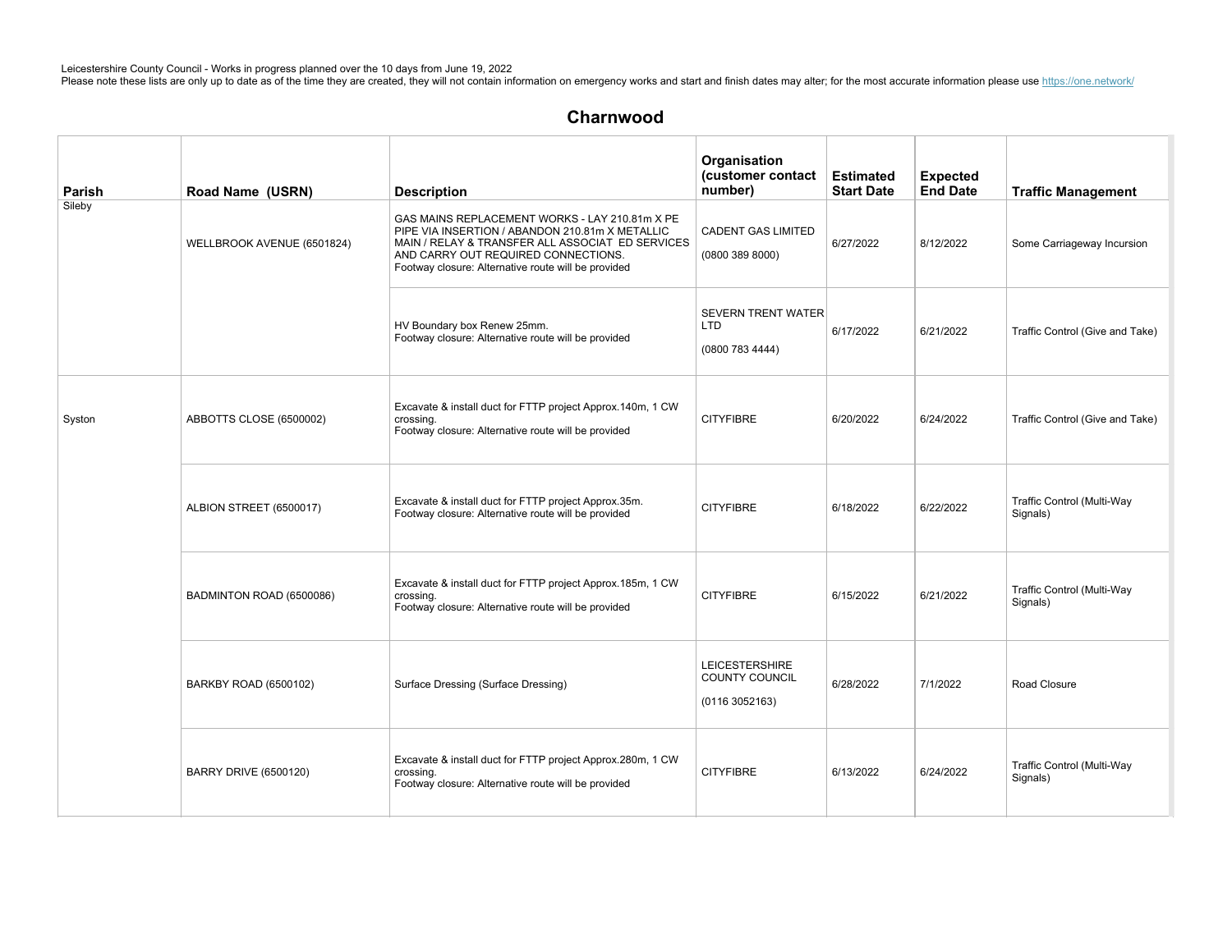Leicestershire County Council - Works in progress planned over the 10 days from June 19, 2022
Please note these lists are only up to date as of the time they are created, they will not contain information on emergency works and start and finish dates may alter; for the most accurate information please use https://one.network/

## Charnwood

| Parish | Road Name (USRN) | Description | Organisation (customer contact number) | Estimated Start Date | Expected End Date | Traffic Management |
|---|---|---|---|---|---|---|
| Sileby | WELLBROOK AVENUE (6501824) | GAS MAINS REPLACEMENT WORKS - LAY 210.81m X PE PIPE VIA INSERTION / ABANDON 210.81m X METALLIC MAIN / RELAY & TRANSFER ALL ASSOCIAT ED SERVICES AND CARRY OUT REQUIRED CONNECTIONS. Footway closure: Alternative route will be provided | CADENT GAS LIMITED (0800 389 8000) | 6/27/2022 | 8/12/2022 | Some Carriageway Incursion |
| | | HV Boundary box Renew 25mm. Footway closure: Alternative route will be provided | SEVERN TRENT WATER LTD (0800 783 4444) | 6/17/2022 | 6/21/2022 | Traffic Control (Give and Take) |
| Syston | ABBOTTS CLOSE (6500002) | Excavate & install duct for FTTP project Approx.140m, 1 CW crossing. Footway closure: Alternative route will be provided | CITYFIBRE | 6/20/2022 | 6/24/2022 | Traffic Control (Give and Take) |
| | ALBION STREET (6500017) | Excavate & install duct for FTTP project Approx.35m. Footway closure: Alternative route will be provided | CITYFIBRE | 6/18/2022 | 6/22/2022 | Traffic Control (Multi-Way Signals) |
| | BADMINTON ROAD (6500086) | Excavate & install duct for FTTP project Approx.185m, 1 CW crossing. Footway closure: Alternative route will be provided | CITYFIBRE | 6/15/2022 | 6/21/2022 | Traffic Control (Multi-Way Signals) |
| | BARKBY ROAD (6500102) | Surface Dressing (Surface Dressing) | LEICESTERSHIRE COUNTY COUNCIL (0116 3052163) | 6/28/2022 | 7/1/2022 | Road Closure |
| | BARRY DRIVE (6500120) | Excavate & install duct for FTTP project Approx.280m, 1 CW crossing. Footway closure: Alternative route will be provided | CITYFIBRE | 6/13/2022 | 6/24/2022 | Traffic Control (Multi-Way Signals) |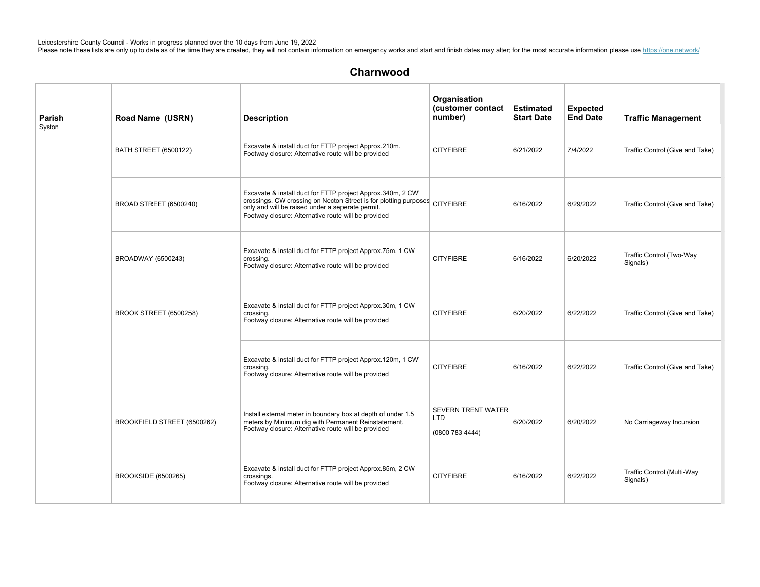Leicestershire County Council - Works in progress planned over the 10 days from June 19, 2022
Please note these lists are only up to date as of the time they are created, they will not contain information on emergency works and start and finish dates may alter; for the most accurate information please use https://one.network/

## Charnwood

| Parish | Road Name (USRN) | Description | Organisation (customer contact number) | Estimated Start Date | Expected End Date | Traffic Management |
|---|---|---|---|---|---|---|
| Syston | BATH STREET (6500122) | Excavate & install duct for FTTP project Approx.210m. Footway closure: Alternative route will be provided | CITYFIBRE | 6/21/2022 | 7/4/2022 | Traffic Control (Give and Take) |
| | BROAD STREET (6500240) | Excavate & install duct for FTTP project Approx.340m, 2 CW crossings. CW crossing on Necton Street is for plotting purposes only and will be raised under a seperate permit. Footway closure: Alternative route will be provided | CITYFIBRE | 6/16/2022 | 6/29/2022 | Traffic Control (Give and Take) |
| | BROADWAY (6500243) | Excavate & install duct for FTTP project Approx.75m, 1 CW crossing. Footway closure: Alternative route will be provided | CITYFIBRE | 6/16/2022 | 6/20/2022 | Traffic Control (Two-Way Signals) |
| | BROOK STREET (6500258) | Excavate & install duct for FTTP project Approx.30m, 1 CW crossing. Footway closure: Alternative route will be provided | CITYFIBRE | 6/20/2022 | 6/22/2022 | Traffic Control (Give and Take) |
| | | Excavate & install duct for FTTP project Approx.120m, 1 CW crossing. Footway closure: Alternative route will be provided | CITYFIBRE | 6/16/2022 | 6/22/2022 | Traffic Control (Give and Take) |
| | BROOKFIELD STREET (6500262) | Install external meter in boundary box at depth of under 1.5 meters by Minimum dig with Permanent Reinstatement. Footway closure: Alternative route will be provided | SEVERN TRENT WATER LTD (0800 783 4444) | 6/20/2022 | 6/20/2022 | No Carriageway Incursion |
| | BROOKSIDE (6500265) | Excavate & install duct for FTTP project Approx.85m, 2 CW crossings. Footway closure: Alternative route will be provided | CITYFIBRE | 6/16/2022 | 6/22/2022 | Traffic Control (Multi-Way Signals) |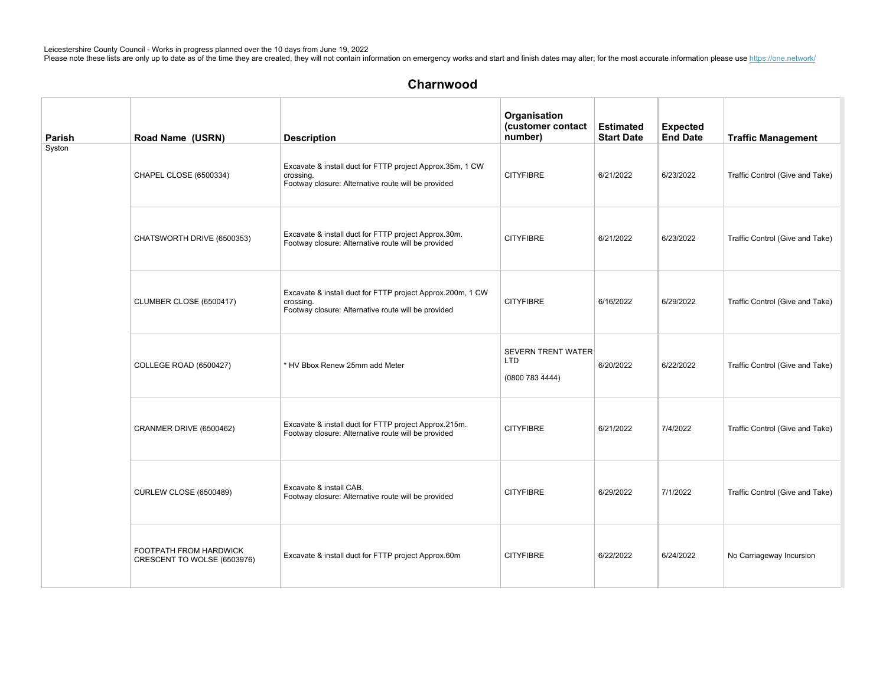Leicestershire County Council - Works in progress planned over the 10 days from June 19, 2022
Please note these lists are only up to date as of the time they are created, they will not contain information on emergency works and start and finish dates may alter; for the most accurate information please use https://one.network/

## Charnwood

| Parish | Road Name (USRN) | Description | Organisation (customer contact number) | Estimated Start Date | Expected End Date | Traffic Management |
|---|---|---|---|---|---|---|
| Syston | CHAPEL CLOSE (6500334) | Excavate & install duct for FTTP project Approx.35m, 1 CW crossing.<br>Footway closure: Alternative route will be provided | CITYFIBRE | 6/21/2022 | 6/23/2022 | Traffic Control (Give and Take) |
| | CHATSWORTH DRIVE (6500353) | Excavate & install duct for FTTP project Approx.30m.<br>Footway closure: Alternative route will be provided | CITYFIBRE | 6/21/2022 | 6/23/2022 | Traffic Control (Give and Take) |
| | CLUMBER CLOSE (6500417) | Excavate & install duct for FTTP project Approx.200m, 1 CW crossing.<br>Footway closure: Alternative route will be provided | CITYFIBRE | 6/16/2022 | 6/29/2022 | Traffic Control (Give and Take) |
| | COLLEGE ROAD (6500427) | * HV Bbox Renew 25mm add Meter | SEVERN TRENT WATER LTD<br>(0800 783 4444) | 6/20/2022 | 6/22/2022 | Traffic Control (Give and Take) |
| | CRANMER DRIVE (6500462) | Excavate & install duct for FTTP project Approx.215m.<br>Footway closure: Alternative route will be provided | CITYFIBRE | 6/21/2022 | 7/4/2022 | Traffic Control (Give and Take) |
| | CURLEW CLOSE (6500489) | Excavate & install CAB.<br>Footway closure: Alternative route will be provided | CITYFIBRE | 6/29/2022 | 7/1/2022 | Traffic Control (Give and Take) |
| | FOOTPATH FROM HARDWICK CRESCENT TO WOLSE (6503976) | Excavate & install duct for FTTP project Approx.60m | CITYFIBRE | 6/22/2022 | 6/24/2022 | No Carriageway Incursion |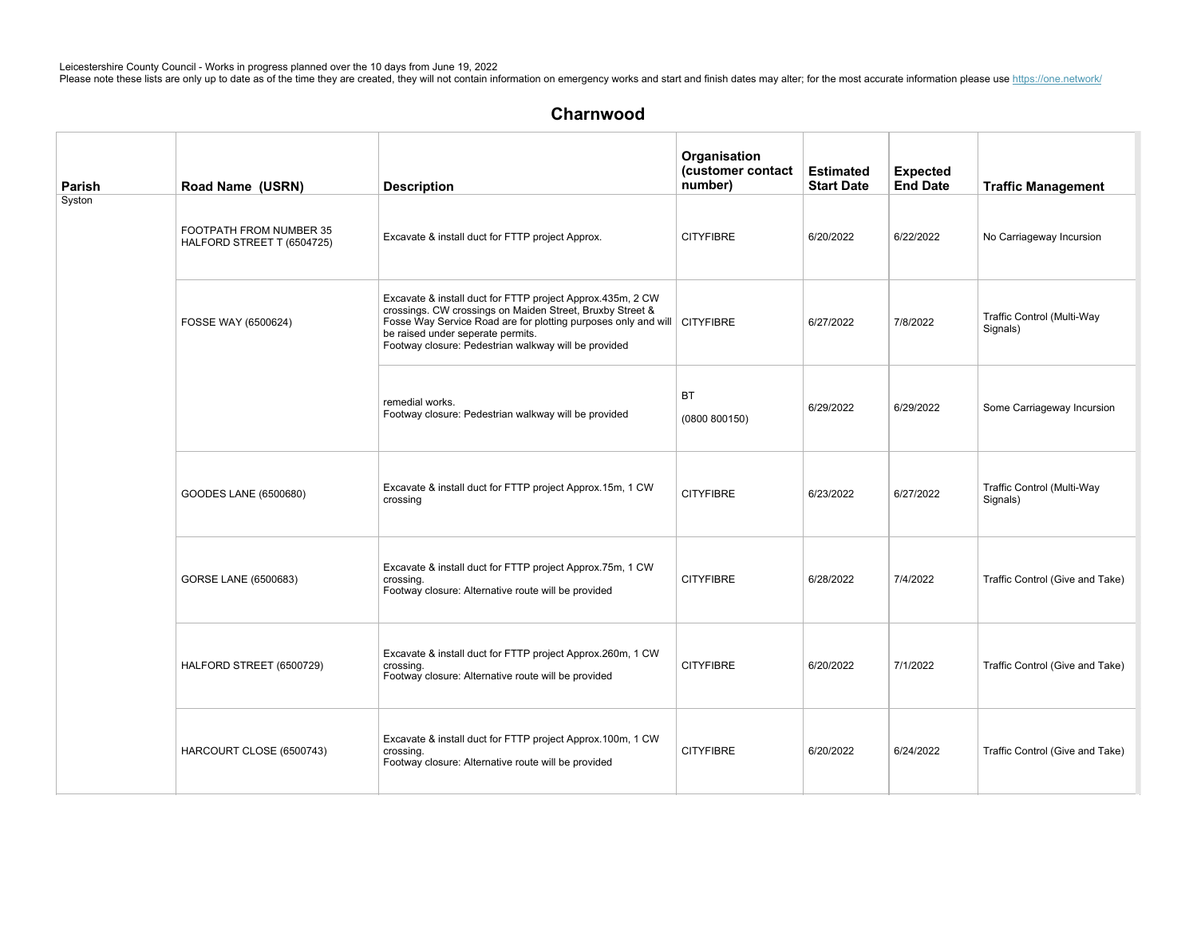Leicestershire County Council - Works in progress planned over the 10 days from June 19, 2022
Please note these lists are only up to date as of the time they are created, they will not contain information on emergency works and start and finish dates may alter; for the most accurate information please use https://one.network/

## Charnwood

| Parish | Road Name (USRN) | Description | Organisation (customer contact number) | Estimated Start Date | Expected End Date | Traffic Management |
|---|---|---|---|---|---|---|
| Syston | FOOTPATH FROM NUMBER 35 HALFORD STREET T (6504725) | Excavate & install duct for FTTP project Approx. | CITYFIBRE | 6/20/2022 | 6/22/2022 | No Carriageway Incursion |
| | FOSSE WAY (6500624) | Excavate & install duct for FTTP project Approx.435m, 2 CW crossings. CW crossings on Maiden Street, Bruxby Street & Fosse Way Service Road are for plotting purposes only and will be raised under seperate permits. Footway closure: Pedestrian walkway will be provided | CITYFIBRE | 6/27/2022 | 7/8/2022 | Traffic Control (Multi-Way Signals) |
| | | remedial works. Footway closure: Pedestrian walkway will be provided | BT (0800 800150) | 6/29/2022 | 6/29/2022 | Some Carriageway Incursion |
| | GOODES LANE (6500680) | Excavate & install duct for FTTP project Approx.15m, 1 CW crossing | CITYFIBRE | 6/23/2022 | 6/27/2022 | Traffic Control (Multi-Way Signals) |
| | GORSE LANE (6500683) | Excavate & install duct for FTTP project Approx.75m, 1 CW crossing. Footway closure: Alternative route will be provided | CITYFIBRE | 6/28/2022 | 7/4/2022 | Traffic Control (Give and Take) |
| | HALFORD STREET (6500729) | Excavate & install duct for FTTP project Approx.260m, 1 CW crossing. Footway closure: Alternative route will be provided | CITYFIBRE | 6/20/2022 | 7/1/2022 | Traffic Control (Give and Take) |
| | HARCOURT CLOSE (6500743) | Excavate & install duct for FTTP project Approx.100m, 1 CW crossing. Footway closure: Alternative route will be provided | CITYFIBRE | 6/20/2022 | 6/24/2022 | Traffic Control (Give and Take) |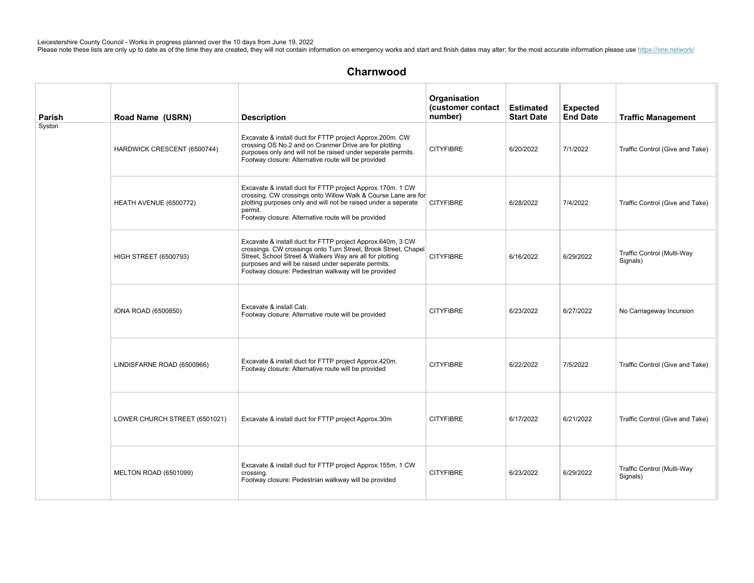Leicestershire County Council - Works in progress planned over the 10 days from June 19, 2022
Please note these lists are only up to date as of the time they are created, they will not contain information on emergency works and start and finish dates may alter; for the most accurate information please use https://one.network/

## Charnwood

| Parish | Road Name (USRN) | Description | Organisation (customer contact number) | Estimated Start Date | Expected End Date | Traffic Management |
|---|---|---|---|---|---|---|
| Syston | HARDWICK CRESCENT (6500744) | Excavate & install duct for FTTP project Approx.200m. CW crossing OS No.2 and on Cranmer Drive are for plotting purposes only and will not be raised under seperate permits.<br>Footway closure: Alternative route will be provided | CITYFIBRE | 6/20/2022 | 7/1/2022 | Traffic Control (Give and Take) |
| | HEATH AVENUE (6500772) | Excavate & install duct for FTTP project Approx.170m. 1 CW crossing. CW crossings onto Willow Walk & Course Lane are for plotting purposes only and will not be raised under a seperate permit.<br>Footway closure: Alternative route will be provided | CITYFIBRE | 6/28/2022 | 7/4/2022 | Traffic Control (Give and Take) |
| | HIGH STREET (6500793) | Excavate & install duct for FTTP project Approx.640m, 3 CW crossings. CW crossings onto Turn Street, Brook Street, Chapel Street, School Street & Walkers Way are all for plotting purposes and will be raised under seperate permits.<br>Footway closure: Pedestrian walkway will be provided | CITYFIBRE | 6/16/2022 | 6/29/2022 | Traffic Control (Multi-Way Signals) |
| | IONA ROAD (6500850) | Excavate & install Cab.<br>Footway closure: Alternative route will be provided | CITYFIBRE | 6/23/2022 | 6/27/2022 | No Carriageway Incursion |
| | LINDISFARNE ROAD (6500966) | Excavate & install duct for FTTP project Approx.420m.<br>Footway closure: Alternative route will be provided | CITYFIBRE | 6/22/2022 | 7/5/2022 | Traffic Control (Give and Take) |
| | LOWER CHURCH STREET (6501021) | Excavate & install duct for FTTP project Approx.30m | CITYFIBRE | 6/17/2022 | 6/21/2022 | Traffic Control (Give and Take) |
| | MELTON ROAD (6501099) | Excavate & install duct for FTTP project Approx.155m, 1 CW crossing.<br>Footway closure: Pedestrian walkway will be provided | CITYFIBRE | 6/23/2022 | 6/29/2022 | Traffic Control (Multi-Way Signals) |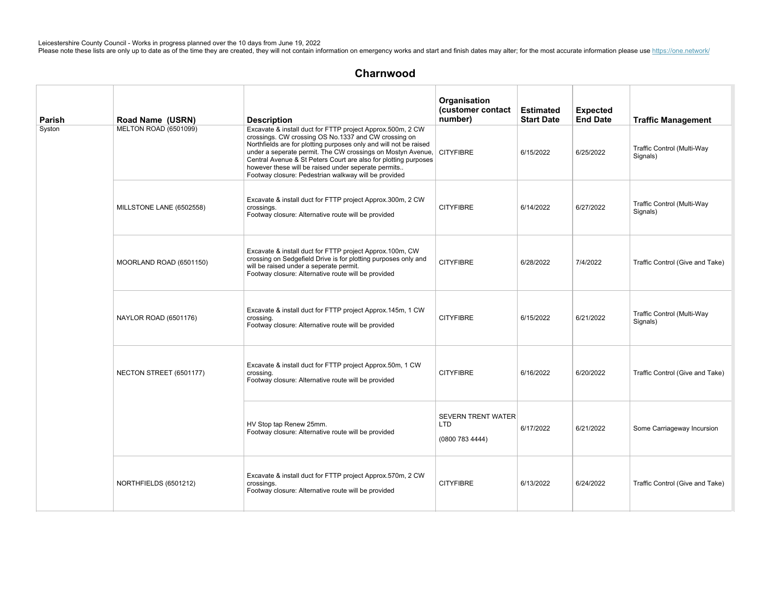Leicestershire County Council - Works in progress planned over the 10 days from June 19, 2022
Please note these lists are only up to date as of the time they are created, they will not contain information on emergency works and start and finish dates may alter; for the most accurate information please use https://one.network/

## Charnwood

| Parish | Road Name (USRN) | Description | Organisation (customer contact number) | Estimated Start Date | Expected End Date | Traffic Management |
|---|---|---|---|---|---|---|
| Syston | MELTON ROAD (6501099) | Excavate & install duct for FTTP project Approx.500m, 2 CW crossings. CW crossing OS No.1337 and CW crossing on Northfields are for plotting purposes only and will not be raised under a seperate permit. The CW crossings on Mostyn Avenue, Central Avenue & St Peters Court are also for plotting purposes however these will be raised under seperate permits.. Footway closure: Pedestrian walkway will be provided | CITYFIBRE | 6/15/2022 | 6/25/2022 | Traffic Control (Multi-Way Signals) |
| | MILLSTONE LANE (6502558) | Excavate & install duct for FTTP project Approx.300m, 2 CW crossings. Footway closure: Alternative route will be provided | CITYFIBRE | 6/14/2022 | 6/27/2022 | Traffic Control (Multi-Way Signals) |
| | MOORLAND ROAD (6501150) | Excavate & install duct for FTTP project Approx.100m, CW crossing on Sedgefield Drive is for plotting purposes only and will be raised under a seperate permit. Footway closure: Alternative route will be provided | CITYFIBRE | 6/28/2022 | 7/4/2022 | Traffic Control (Give and Take) |
| | NAYLOR ROAD (6501176) | Excavate & install duct for FTTP project Approx.145m, 1 CW crossing. Footway closure: Alternative route will be provided | CITYFIBRE | 6/15/2022 | 6/21/2022 | Traffic Control (Multi-Way Signals) |
| | NECTON STREET (6501177) | Excavate & install duct for FTTP project Approx.50m, 1 CW crossing. Footway closure: Alternative route will be provided | CITYFIBRE | 6/16/2022 | 6/20/2022 | Traffic Control (Give and Take) |
| | | HV Stop tap Renew 25mm. Footway closure: Alternative route will be provided | SEVERN TRENT WATER LTD (0800 783 4444) | 6/17/2022 | 6/21/2022 | Some Carriageway Incursion |
| | NORTHFIELDS (6501212) | Excavate & install duct for FTTP project Approx.570m, 2 CW crossings. Footway closure: Alternative route will be provided | CITYFIBRE | 6/13/2022 | 6/24/2022 | Traffic Control (Give and Take) |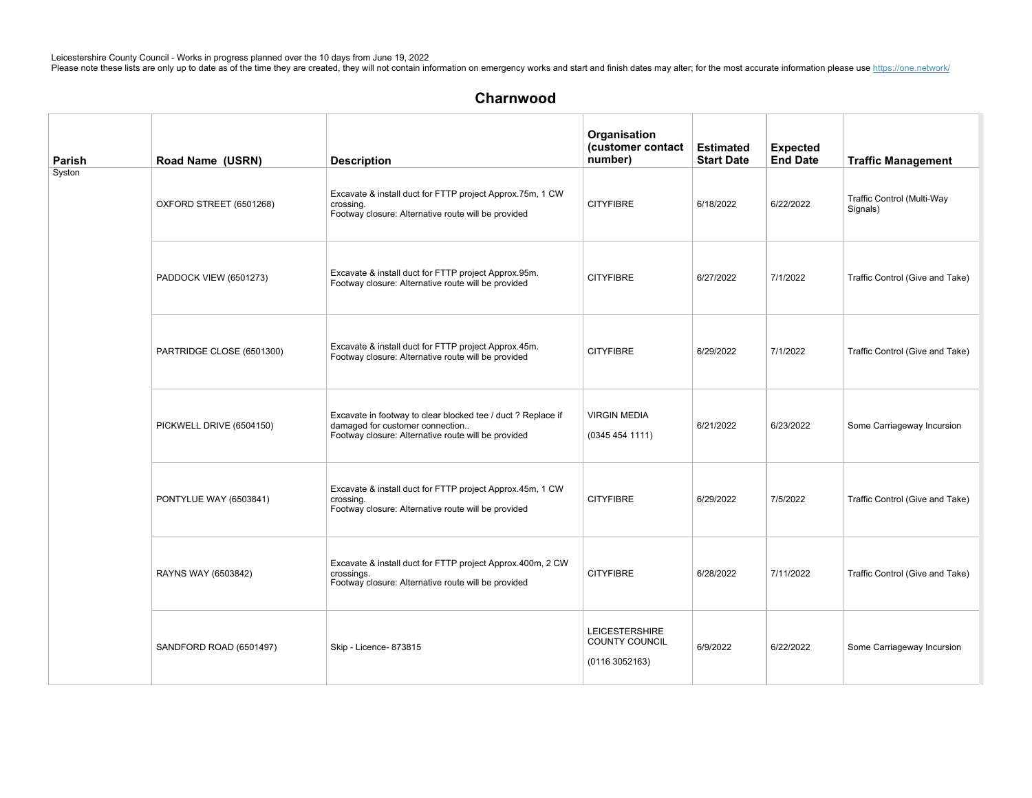Leicestershire County Council - Works in progress planned over the 10 days from June 19, 2022
Please note these lists are only up to date as of the time they are created, they will not contain information on emergency works and start and finish dates may alter; for the most accurate information please use https://one.network/

## Charnwood

| Parish | Road Name (USRN) | Description | Organisation (customer contact number) | Estimated Start Date | Expected End Date | Traffic Management |
|---|---|---|---|---|---|---|
| Syston | OXFORD STREET (6501268) | Excavate & install duct for FTTP project Approx.75m, 1 CW crossing. Footway closure: Alternative route will be provided | CITYFIBRE | 6/18/2022 | 6/22/2022 | Traffic Control (Multi-Way Signals) |
| | PADDOCK VIEW (6501273) | Excavate & install duct for FTTP project Approx.95m. Footway closure: Alternative route will be provided | CITYFIBRE | 6/27/2022 | 7/1/2022 | Traffic Control (Give and Take) |
| | PARTRIDGE CLOSE (6501300) | Excavate & install duct for FTTP project Approx.45m. Footway closure: Alternative route will be provided | CITYFIBRE | 6/29/2022 | 7/1/2022 | Traffic Control (Give and Take) |
| | PICKWELL DRIVE (6504150) | Excavate in footway to clear blocked tee / duct ? Replace if damaged for customer connection.. Footway closure: Alternative route will be provided | VIRGIN MEDIA (0345 454 1111) | 6/21/2022 | 6/23/2022 | Some Carriageway Incursion |
| | PONTYLUE WAY (6503841) | Excavate & install duct for FTTP project Approx.45m, 1 CW crossing. Footway closure: Alternative route will be provided | CITYFIBRE | 6/29/2022 | 7/5/2022 | Traffic Control (Give and Take) |
| | RAYNS WAY (6503842) | Excavate & install duct for FTTP project Approx.400m, 2 CW crossings. Footway closure: Alternative route will be provided | CITYFIBRE | 6/28/2022 | 7/11/2022 | Traffic Control (Give and Take) |
| | SANDFORD ROAD (6501497) | Skip - Licence- 873815 | LEICESTERSHIRE COUNTY COUNCIL (0116 3052163) | 6/9/2022 | 6/22/2022 | Some Carriageway Incursion |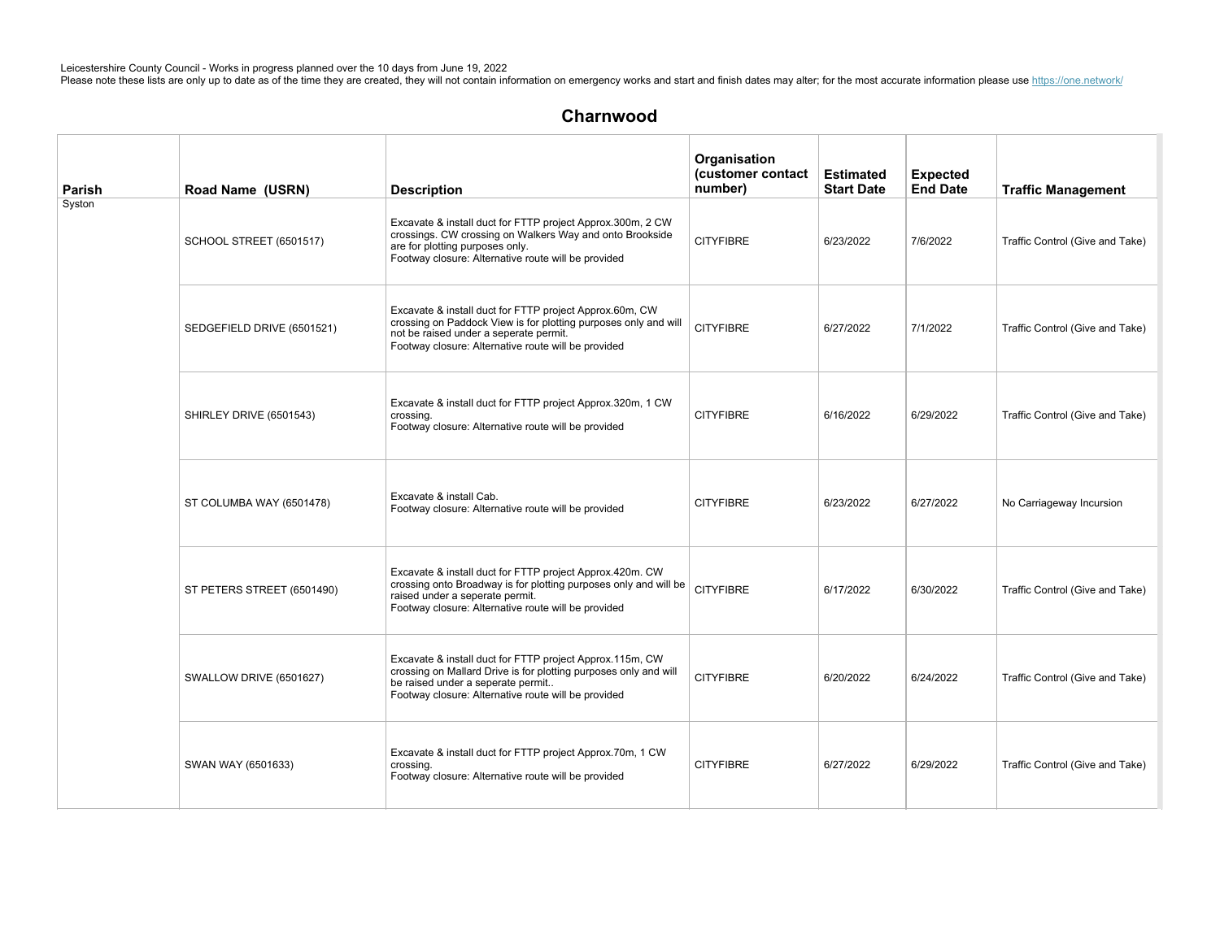Leicestershire County Council - Works in progress planned over the 10 days from June 19, 2022
Please note these lists are only up to date as of the time they are created, they will not contain information on emergency works and start and finish dates may alter; for the most accurate information please use https://one.network/

## Charnwood

| Parish | Road Name (USRN) | Description | Organisation (customer contact number) | Estimated Start Date | Expected End Date | Traffic Management |
|---|---|---|---|---|---|---|
| Syston | SCHOOL STREET (6501517) | Excavate & install duct for FTTP project Approx.300m, 2 CW crossings. CW crossing on Walkers Way and onto Brookside are for plotting purposes only.<br>Footway closure: Alternative route will be provided | CITYFIBRE | 6/23/2022 | 7/6/2022 | Traffic Control (Give and Take) |
| | SEDGEFIELD DRIVE (6501521) | Excavate & install duct for FTTP project Approx.60m, CW crossing on Paddock View is for plotting purposes only and will not be raised under a seperate permit.<br>Footway closure: Alternative route will be provided | CITYFIBRE | 6/27/2022 | 7/1/2022 | Traffic Control (Give and Take) |
| | SHIRLEY DRIVE (6501543) | Excavate & install duct for FTTP project Approx.320m, 1 CW crossing.<br>Footway closure: Alternative route will be provided | CITYFIBRE | 6/16/2022 | 6/29/2022 | Traffic Control (Give and Take) |
| | ST COLUMBA WAY (6501478) | Excavate & install Cab.<br>Footway closure: Alternative route will be provided | CITYFIBRE | 6/23/2022 | 6/27/2022 | No Carriageway Incursion |
| | ST PETERS STREET (6501490) | Excavate & install duct for FTTP project Approx.420m. CW crossing onto Broadway is for plotting purposes only and will be raised under a seperate permit.<br>Footway closure: Alternative route will be provided | CITYFIBRE | 6/17/2022 | 6/30/2022 | Traffic Control (Give and Take) |
| | SWALLOW DRIVE (6501627) | Excavate & install duct for FTTP project Approx.115m, CW crossing on Mallard Drive is for plotting purposes only and will be raised under a seperate permit..<br>Footway closure: Alternative route will be provided | CITYFIBRE | 6/20/2022 | 6/24/2022 | Traffic Control (Give and Take) |
| | SWAN WAY (6501633) | Excavate & install duct for FTTP project Approx.70m, 1 CW crossing.<br>Footway closure: Alternative route will be provided | CITYFIBRE | 6/27/2022 | 6/29/2022 | Traffic Control (Give and Take) |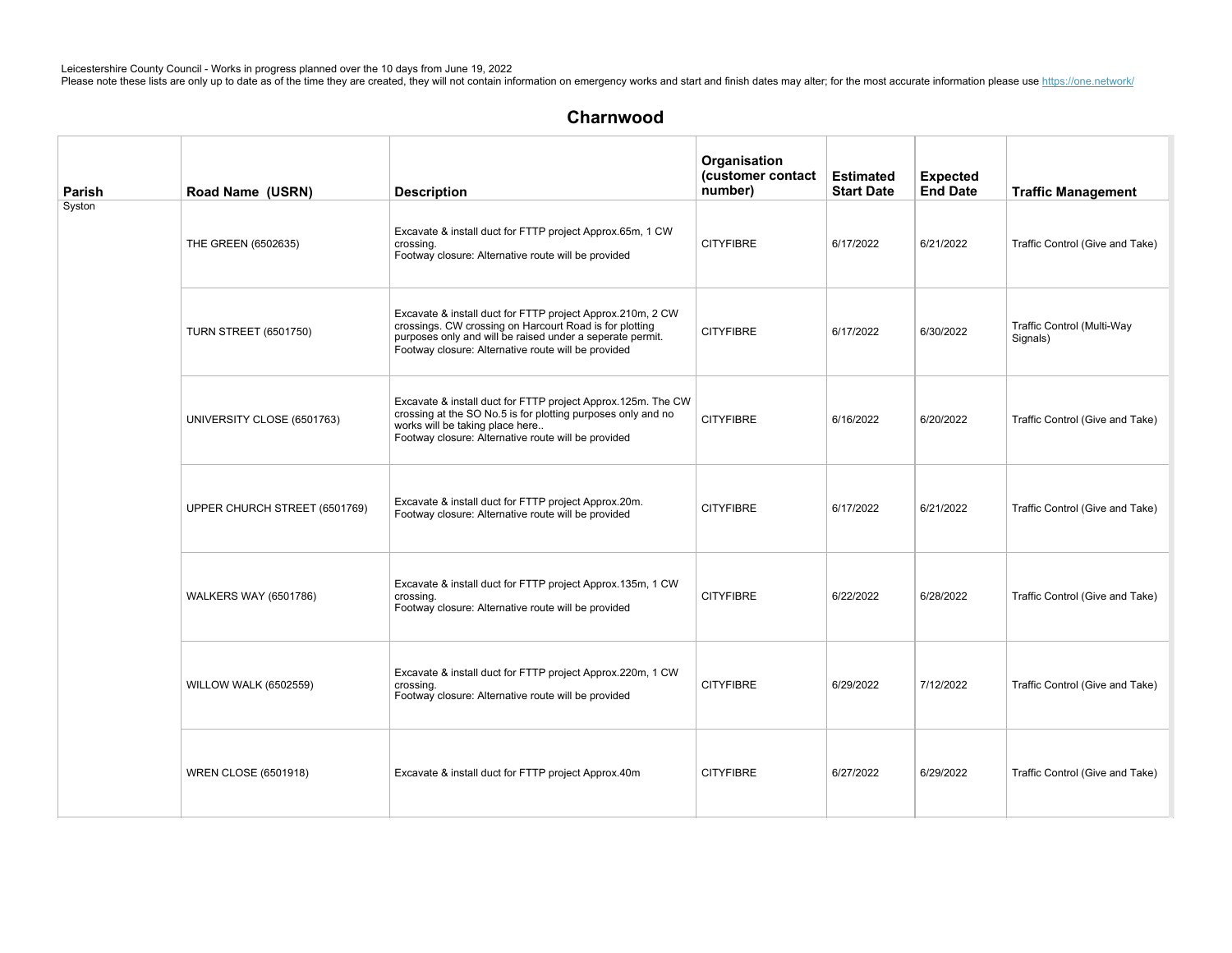Leicestershire County Council - Works in progress planned over the 10 days from June 19, 2022
Please note these lists are only up to date as of the time they are created, they will not contain information on emergency works and start and finish dates may alter; for the most accurate information please use https://one.network/

## Charnwood

| Parish | Road Name (USRN) | Description | Organisation (customer contact number) | Estimated Start Date | Expected End Date | Traffic Management |
|---|---|---|---|---|---|---|
| Syston | THE GREEN (6502635) | Excavate & install duct for FTTP project Approx.65m, 1 CW crossing. Footway closure: Alternative route will be provided | CITYFIBRE | 6/17/2022 | 6/21/2022 | Traffic Control (Give and Take) |
| | TURN STREET (6501750) | Excavate & install duct for FTTP project Approx.210m, 2 CW crossings. CW crossing on Harcourt Road is for plotting purposes only and will be raised under a seperate permit. Footway closure: Alternative route will be provided | CITYFIBRE | 6/17/2022 | 6/30/2022 | Traffic Control (Multi-Way Signals) |
| | UNIVERSITY CLOSE (6501763) | Excavate & install duct for FTTP project Approx.125m. The CW crossing at the SO No.5 is for plotting purposes only and no works will be taking place here.. Footway closure: Alternative route will be provided | CITYFIBRE | 6/16/2022 | 6/20/2022 | Traffic Control (Give and Take) |
| | UPPER CHURCH STREET (6501769) | Excavate & install duct for FTTP project Approx.20m. Footway closure: Alternative route will be provided | CITYFIBRE | 6/17/2022 | 6/21/2022 | Traffic Control (Give and Take) |
| | WALKERS WAY (6501786) | Excavate & install duct for FTTP project Approx.135m, 1 CW crossing. Footway closure: Alternative route will be provided | CITYFIBRE | 6/22/2022 | 6/28/2022 | Traffic Control (Give and Take) |
| | WILLOW WALK (6502559) | Excavate & install duct for FTTP project Approx.220m, 1 CW crossing. Footway closure: Alternative route will be provided | CITYFIBRE | 6/29/2022 | 7/12/2022 | Traffic Control (Give and Take) |
| | WREN CLOSE (6501918) | Excavate & install duct for FTTP project Approx.40m | CITYFIBRE | 6/27/2022 | 6/29/2022 | Traffic Control (Give and Take) |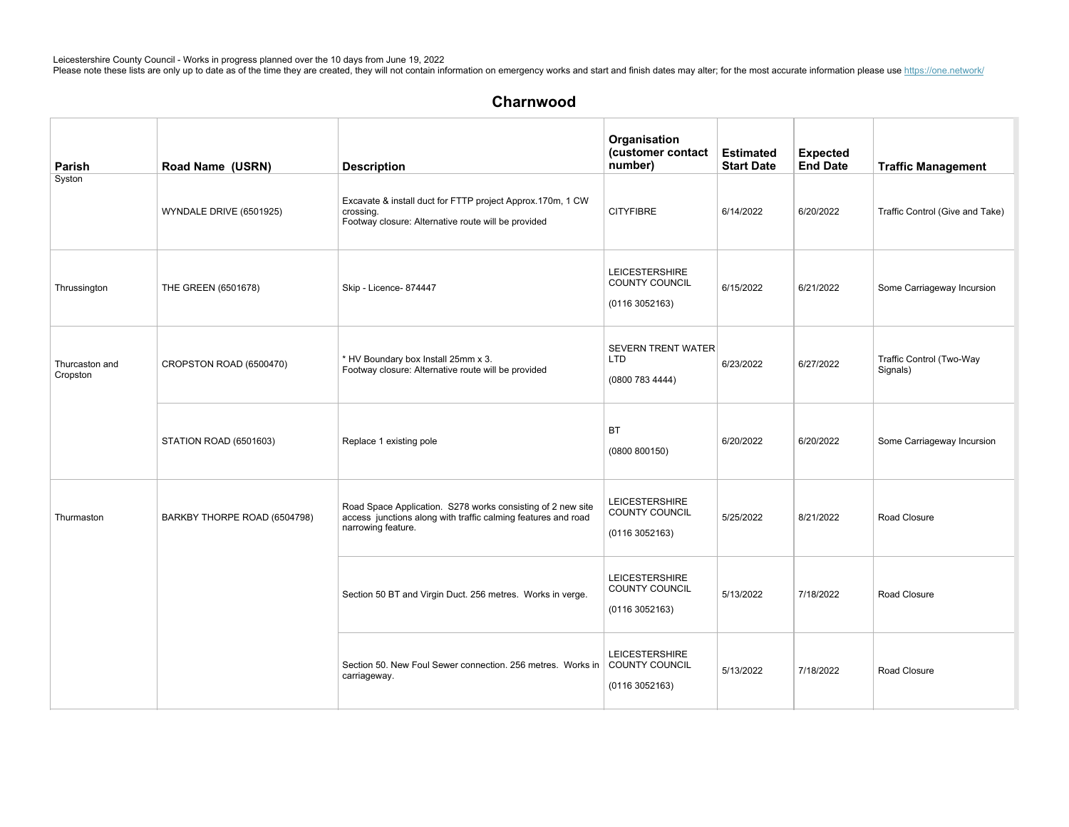Leicestershire County Council - Works in progress planned over the 10 days from June 19, 2022
Please note these lists are only up to date as of the time they are created, they will not contain information on emergency works and start and finish dates may alter; for the most accurate information please use https://one.network/

## Charnwood

| Parish | Road Name (USRN) | Description | Organisation (customer contact number) | Estimated Start Date | Expected End Date | Traffic Management |
|---|---|---|---|---|---|---|
| Syston | WYNDALE DRIVE (6501925) | Excavate & install duct for FTTP project Approx.170m, 1 CW crossing.<br>Footway closure: Alternative route will be provided | CITYFIBRE | 6/14/2022 | 6/20/2022 | Traffic Control (Give and Take) |
| Thrussington | THE GREEN (6501678) | Skip - Licence- 874447 | LEICESTERSHIRE COUNTY COUNCIL<br>(0116 3052163) | 6/15/2022 | 6/21/2022 | Some Carriageway Incursion |
| Thurcaston and Cropston | CROPSTON ROAD (6500470) | * HV Boundary box Install 25mm x 3.<br>Footway closure: Alternative route will be provided | SEVERN TRENT WATER LTD<br>(0800 783 4444) | 6/23/2022 | 6/27/2022 | Traffic Control (Two-Way Signals) |
| | STATION ROAD (6501603) | Replace 1 existing pole | BT<br>(0800 800150) | 6/20/2022 | 6/20/2022 | Some Carriageway Incursion |
| Thurmaston | BARKBY THORPE ROAD (6504798) | Road Space Application. S278 works consisting of 2 new site access junctions along with traffic calming features and road narrowing feature. | LEICESTERSHIRE COUNTY COUNCIL<br>(0116 3052163) | 5/25/2022 | 8/21/2022 | Road Closure |
| | | Section 50 BT and Virgin Duct. 256 metres. Works in verge. | LEICESTERSHIRE COUNTY COUNCIL<br>(0116 3052163) | 5/13/2022 | 7/18/2022 | Road Closure |
| | | Section 50. New Foul Sewer connection. 256 metres. Works in carriageway. | LEICESTERSHIRE COUNTY COUNCIL<br>(0116 3052163) | 5/13/2022 | 7/18/2022 | Road Closure |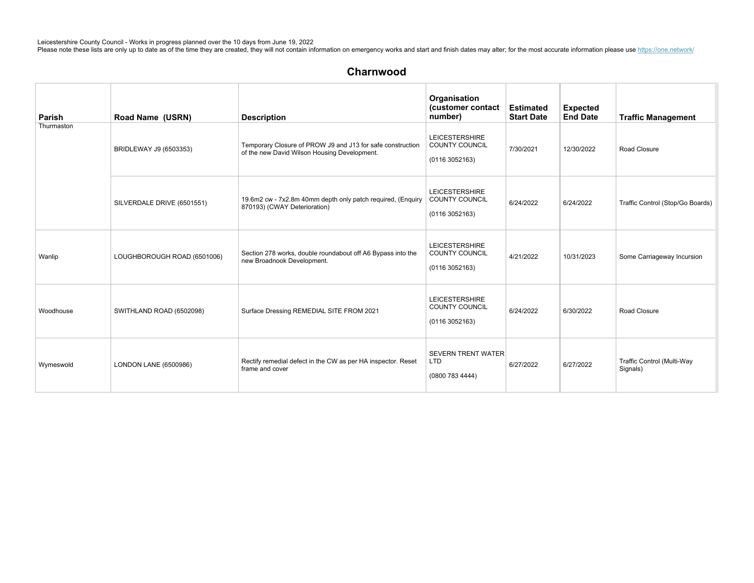Leicestershire County Council - Works in progress planned over the 10 days from June 19, 2022

Please note these lists are only up to date as of the time they are created, they will not contain information on emergency works and start and finish dates may alter; for the most accurate information please use https://one.network/

## Charnwood

| Parish | Road Name (USRN) | Description | Organisation (customer contact number) | Estimated Start Date | Expected End Date | Traffic Management |
|---|---|---|---|---|---|---|
| Thurmaston | BRIDLEWAY J9 (6503353) | Temporary Closure of PROW J9 and J13 for safe construction of the new David Wilson Housing Development. | LEICESTERSHIRE COUNTY COUNCIL (0116 3052163) | 7/30/2021 | 12/30/2022 | Road Closure |
| | SILVERDALE DRIVE (6501551) | 19.6m2 cw - 7x2.8m 40mm depth only patch required, (Enquiry 870193) (CWAY Deterioration) | LEICESTERSHIRE COUNTY COUNCIL (0116 3052163) | 6/24/2022 | 6/24/2022 | Traffic Control (Stop/Go Boards) |
| Wanlip | LOUGHBOROUGH ROAD (6501006) | Section 278 works, double roundabout off A6 Bypass into the new Broadnook Development. | LEICESTERSHIRE COUNTY COUNCIL (0116 3052163) | 4/21/2022 | 10/31/2023 | Some Carriageway Incursion |
| Woodhouse | SWITHLAND ROAD (6502098) | Surface Dressing REMEDIAL SITE FROM 2021 | LEICESTERSHIRE COUNTY COUNCIL (0116 3052163) | 6/24/2022 | 6/30/2022 | Road Closure |
| Wymeswold | LONDON LANE (6500986) | Rectify remedial defect in the CW as per HA inspector. Reset frame and cover | SEVERN TRENT WATER LTD (0800 783 4444) | 6/27/2022 | 6/27/2022 | Traffic Control (Multi-Way Signals) |